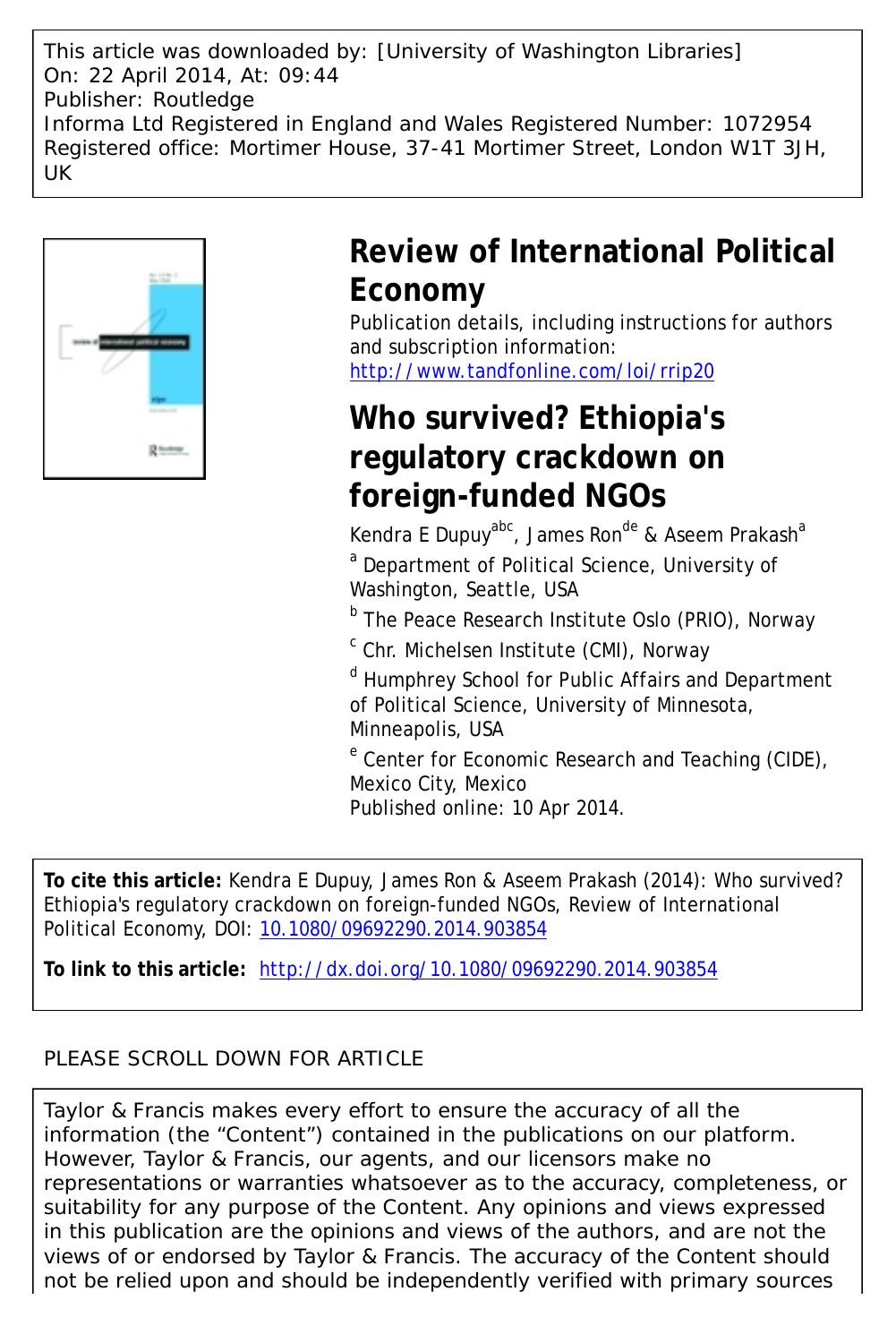This article was downloaded by: [University of Washington Libraries]
On: 22 April 2014, At: 09:44
Publisher: Routledge
Informa Ltd Registered in England and Wales Registered Number: 1072954
Registered office: Mortimer House, 37-41 Mortimer Street, London W1T 3JH, UK

# Review of International Political Economy

Publication details, including instructions for authors and subscription information:
http://www.tandfonline.com/loi/rrip20

# Who survived? Ethiopia's regulatory crackdown on foreign-funded NGOs

Kendra E Dupuy[abc], James Ron[de] & Aseem Prakash[a]

[a] Department of Political Science, University of Washington, Seattle, USA

[b] The Peace Research Institute Oslo (PRIO), Norway

[c] Chr. Michelsen Institute (CMI), Norway

[d] Humphrey School for Public Affairs and Department of Political Science, University of Minnesota, Minneapolis, USA

[e] Center for Economic Research and Teaching (CIDE), Mexico City, Mexico

Published online: 10 Apr 2014.

**To cite this article:** Kendra E Dupuy, James Ron & Aseem Prakash (2014): Who survived? Ethiopia's regulatory crackdown on foreign-funded NGOs, Review of International Political Economy, DOI: 10.1080/09692290.2014.903854

**To link to this article:** http://dx.doi.org/10.1080/09692290.2014.903854

PLEASE SCROLL DOWN FOR ARTICLE

Taylor & Francis makes every effort to ensure the accuracy of all the information (the "Content") contained in the publications on our platform. However, Taylor & Francis, our agents, and our licensors make no representations or warranties whatsoever as to the accuracy, completeness, or suitability for any purpose of the Content. Any opinions and views expressed in this publication are the opinions and views of the authors, and are not the views of or endorsed by Taylor & Francis. The accuracy of the Content should not be relied upon and should be independently verified with primary sources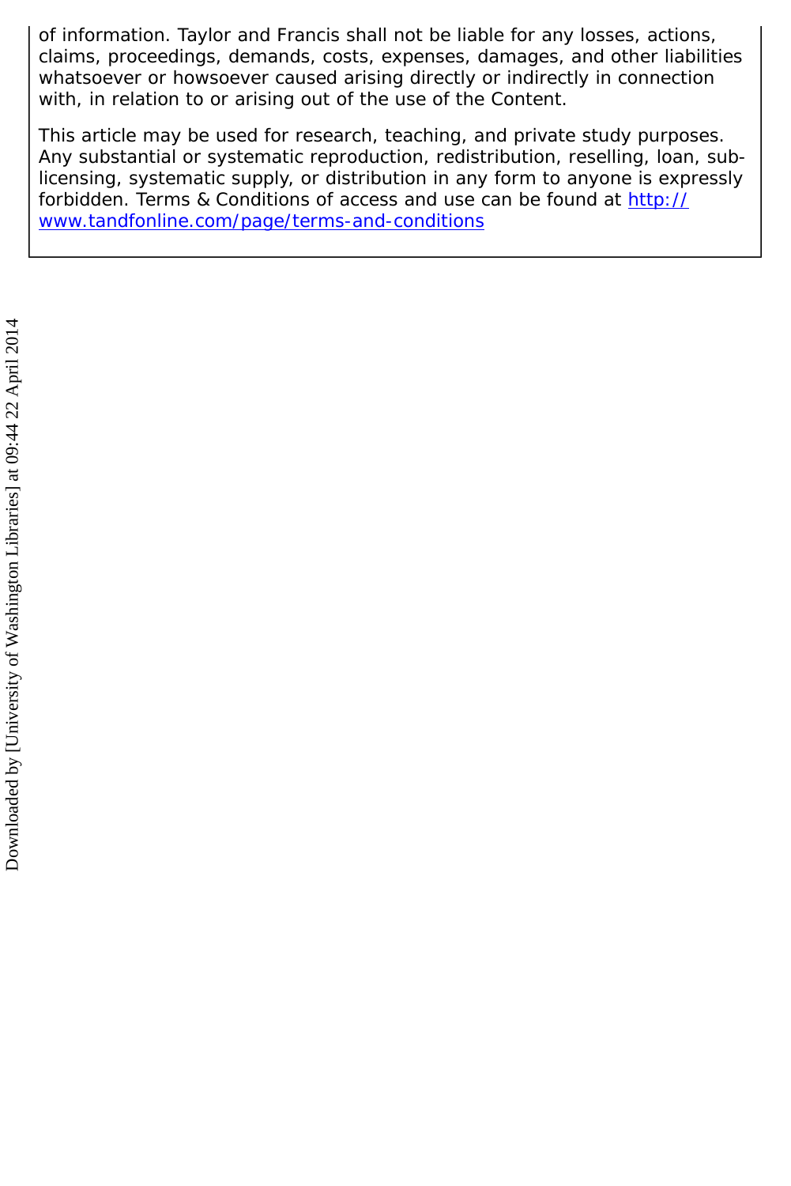of information. Taylor and Francis shall not be liable for any losses, actions, claims, proceedings, demands, costs, expenses, damages, and other liabilities whatsoever or howsoever caused arising directly or indirectly in connection with, in relation to or arising out of the use of the Content.

This article may be used for research, teaching, and private study purposes. Any substantial or systematic reproduction, redistribution, reselling, loan, sub-licensing, systematic supply, or distribution in any form to anyone is expressly forbidden. Terms & Conditions of access and use can be found at [http://www.tandfonline.com/page/terms-and-conditions](http://www.tandfonline.com/page/terms-and-conditions)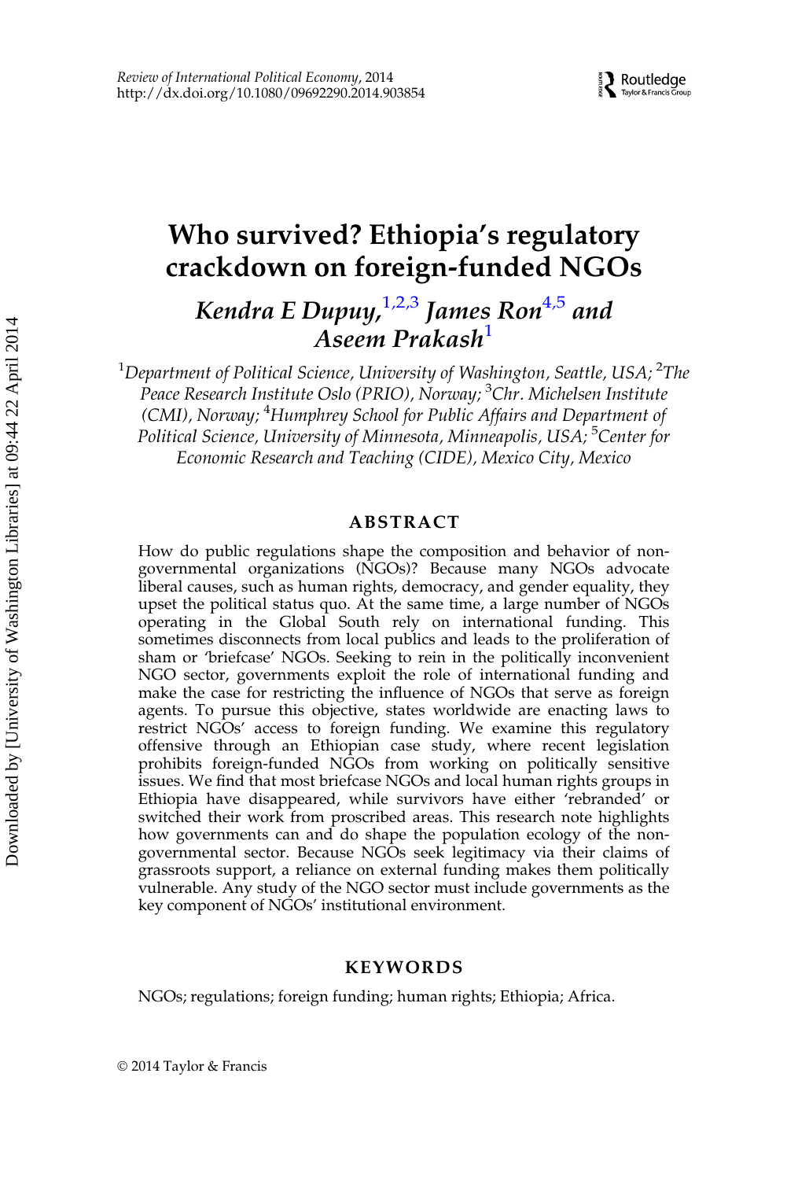# Who survived? Ethiopia's regulatory crackdown on foreign-funded NGOs

***Kendra E Dupuy,***[1,2,3] ***James Ron***[4,5] ***and Aseem Prakash***[1]

[1]*Department of Political Science, University of Washington, Seattle, USA;* [2]*The Peace Research Institute Oslo (PRIO), Norway;* [3]*Chr. Michelsen Institute (CMI), Norway;* [4]*Humphrey School for Public Affairs and Department of Political Science, University of Minnesota, Minneapolis, USA;* [5]*Center for Economic Research and Teaching (CIDE), Mexico City, Mexico*

## ABSTRACT

How do public regulations shape the composition and behavior of non-governmental organizations (NGOs)? Because many NGOs advocate liberal causes, such as human rights, democracy, and gender equality, they upset the political status quo. At the same time, a large number of NGOs operating in the Global South rely on international funding. This sometimes disconnects from local publics and leads to the proliferation of sham or 'briefcase' NGOs. Seeking to rein in the politically inconvenient NGO sector, governments exploit the role of international funding and make the case for restricting the influence of NGOs that serve as foreign agents. To pursue this objective, states worldwide are enacting laws to restrict NGOs' access to foreign funding. We examine this regulatory offensive through an Ethiopian case study, where recent legislation prohibits foreign-funded NGOs from working on politically sensitive issues. We find that most briefcase NGOs and local human rights groups in Ethiopia have disappeared, while survivors have either 'rebranded' or switched their work from proscribed areas. This research note highlights how governments can and do shape the population ecology of the non-governmental sector. Because NGOs seek legitimacy via their claims of grassroots support, a reliance on external funding makes them politically vulnerable. Any study of the NGO sector must include governments as the key component of NGOs' institutional environment.

## KEYWORDS

NGOs; regulations; foreign funding; human rights; Ethiopia; Africa.

© 2014 Taylor & Francis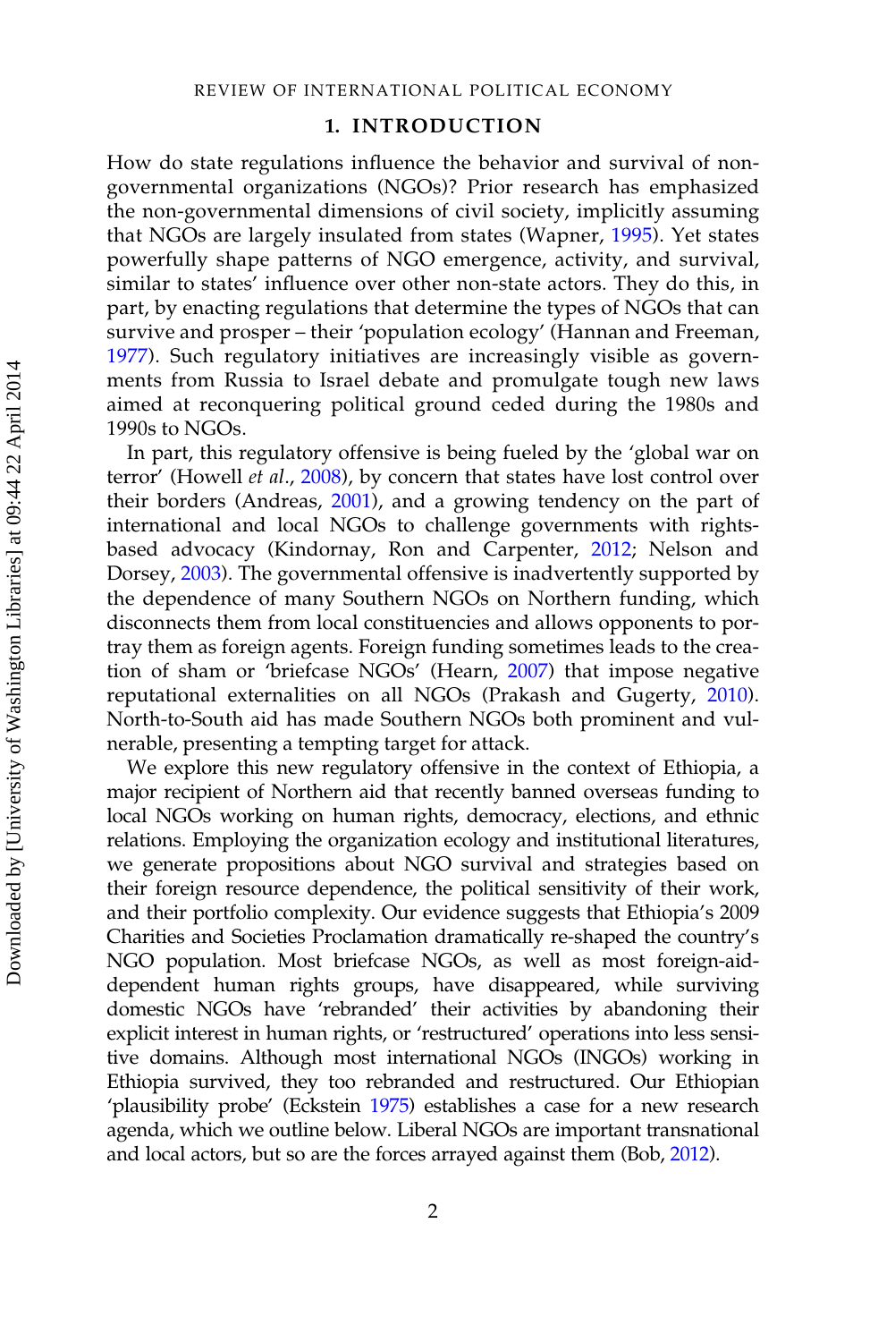## 1. INTRODUCTION

How do state regulations influence the behavior and survival of non-governmental organizations (NGOs)? Prior research has emphasized the non-governmental dimensions of civil society, implicitly assuming that NGOs are largely insulated from states (Wapner, 1995). Yet states powerfully shape patterns of NGO emergence, activity, and survival, similar to states' influence over other non-state actors. They do this, in part, by enacting regulations that determine the types of NGOs that can survive and prosper – their 'population ecology' (Hannan and Freeman, 1977). Such regulatory initiatives are increasingly visible as governments from Russia to Israel debate and promulgate tough new laws aimed at reconquering political ground ceded during the 1980s and 1990s to NGOs.

In part, this regulatory offensive is being fueled by the 'global war on terror' (Howell *et al*., 2008), by concern that states have lost control over their borders (Andreas, 2001), and a growing tendency on the part of international and local NGOs to challenge governments with rights-based advocacy (Kindornay, Ron and Carpenter, 2012; Nelson and Dorsey, 2003). The governmental offensive is inadvertently supported by the dependence of many Southern NGOs on Northern funding, which disconnects them from local constituencies and allows opponents to portray them as foreign agents. Foreign funding sometimes leads to the creation of sham or 'briefcase NGOs' (Hearn, 2007) that impose negative reputational externalities on all NGOs (Prakash and Gugerty, 2010). North-to-South aid has made Southern NGOs both prominent and vulnerable, presenting a tempting target for attack.

We explore this new regulatory offensive in the context of Ethiopia, a major recipient of Northern aid that recently banned overseas funding to local NGOs working on human rights, democracy, elections, and ethnic relations. Employing the organization ecology and institutional literatures, we generate propositions about NGO survival and strategies based on their foreign resource dependence, the political sensitivity of their work, and their portfolio complexity. Our evidence suggests that Ethiopia's 2009 Charities and Societies Proclamation dramatically re-shaped the country's NGO population. Most briefcase NGOs, as well as most foreign-aid-dependent human rights groups, have disappeared, while surviving domestic NGOs have 'rebranded' their activities by abandoning their explicit interest in human rights, or 'restructured' operations into less sensitive domains. Although most international NGOs (INGOs) working in Ethiopia survived, they too rebranded and restructured. Our Ethiopian 'plausibility probe' (Eckstein 1975) establishes a case for a new research agenda, which we outline below. Liberal NGOs are important transnational and local actors, but so are the forces arrayed against them (Bob, 2012).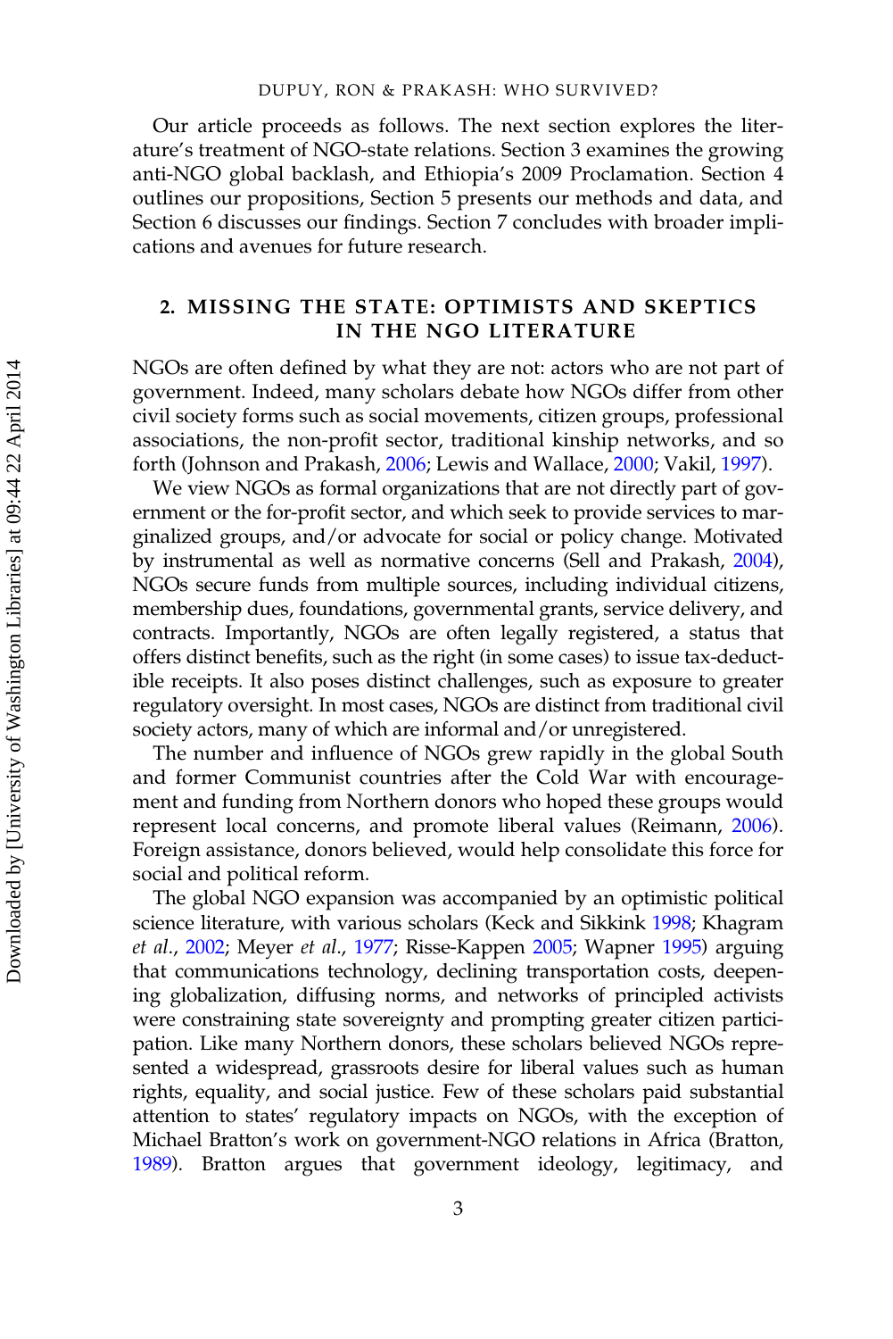Our article proceeds as follows. The next section explores the literature's treatment of NGO-state relations. Section 3 examines the growing anti-NGO global backlash, and Ethiopia's 2009 Proclamation. Section 4 outlines our propositions, Section 5 presents our methods and data, and Section 6 discusses our findings. Section 7 concludes with broader implications and avenues for future research.

## 2. MISSING THE STATE: OPTIMISTS AND SKEPTICS IN THE NGO LITERATURE

NGOs are often defined by what they are not: actors who are not part of government. Indeed, many scholars debate how NGOs differ from other civil society forms such as social movements, citizen groups, professional associations, the non-profit sector, traditional kinship networks, and so forth (Johnson and Prakash, 2006; Lewis and Wallace, 2000; Vakil, 1997).

We view NGOs as formal organizations that are not directly part of government or the for-profit sector, and which seek to provide services to marginalized groups, and/or advocate for social or policy change. Motivated by instrumental as well as normative concerns (Sell and Prakash, 2004), NGOs secure funds from multiple sources, including individual citizens, membership dues, foundations, governmental grants, service delivery, and contracts. Importantly, NGOs are often legally registered, a status that offers distinct benefits, such as the right (in some cases) to issue tax-deductible receipts. It also poses distinct challenges, such as exposure to greater regulatory oversight. In most cases, NGOs are distinct from traditional civil society actors, many of which are informal and/or unregistered.

The number and influence of NGOs grew rapidly in the global South and former Communist countries after the Cold War with encouragement and funding from Northern donors who hoped these groups would represent local concerns, and promote liberal values (Reimann, 2006). Foreign assistance, donors believed, would help consolidate this force for social and political reform.

The global NGO expansion was accompanied by an optimistic political science literature, with various scholars (Keck and Sikkink 1998; Khagram *et al.*, 2002; Meyer *et al.*, 1977; Risse-Kappen 2005; Wapner 1995) arguing that communications technology, declining transportation costs, deepening globalization, diffusing norms, and networks of principled activists were constraining state sovereignty and prompting greater citizen participation. Like many Northern donors, these scholars believed NGOs represented a widespread, grassroots desire for liberal values such as human rights, equality, and social justice. Few of these scholars paid substantial attention to states' regulatory impacts on NGOs, with the exception of Michael Bratton's work on government-NGO relations in Africa (Bratton, 1989). Bratton argues that government ideology, legitimacy, and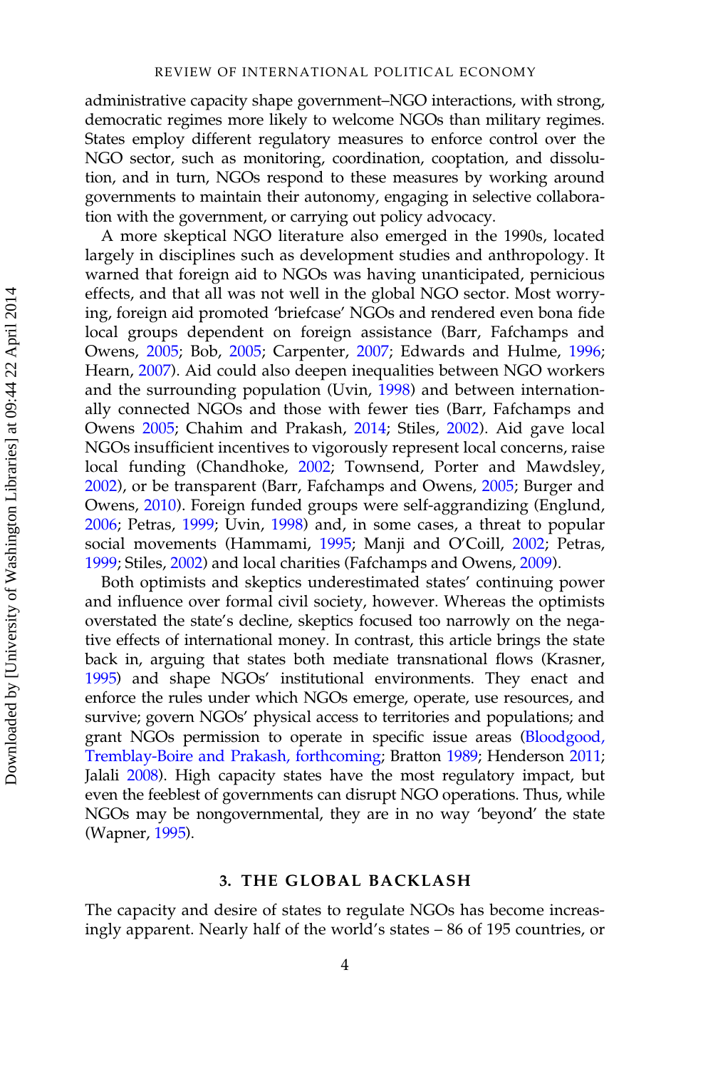administrative capacity shape government–NGO interactions, with strong, democratic regimes more likely to welcome NGOs than military regimes. States employ different regulatory measures to enforce control over the NGO sector, such as monitoring, coordination, cooptation, and dissolution, and in turn, NGOs respond to these measures by working around governments to maintain their autonomy, engaging in selective collaboration with the government, or carrying out policy advocacy.

A more skeptical NGO literature also emerged in the 1990s, located largely in disciplines such as development studies and anthropology. It warned that foreign aid to NGOs was having unanticipated, pernicious effects, and that all was not well in the global NGO sector. Most worrying, foreign aid promoted 'briefcase' NGOs and rendered even bona fide local groups dependent on foreign assistance (Barr, Fafchamps and Owens, 2005; Bob, 2005; Carpenter, 2007; Edwards and Hulme, 1996; Hearn, 2007). Aid could also deepen inequalities between NGO workers and the surrounding population (Uvin, 1998) and between internationally connected NGOs and those with fewer ties (Barr, Fafchamps and Owens 2005; Chahim and Prakash, 2014; Stiles, 2002). Aid gave local NGOs insufficient incentives to vigorously represent local concerns, raise local funding (Chandhoke, 2002; Townsend, Porter and Mawdsley, 2002), or be transparent (Barr, Fafchamps and Owens, 2005; Burger and Owens, 2010). Foreign funded groups were self-aggrandizing (Englund, 2006; Petras, 1999; Uvin, 1998) and, in some cases, a threat to popular social movements (Hammami, 1995; Manji and O'Coill, 2002; Petras, 1999; Stiles, 2002) and local charities (Fafchamps and Owens, 2009).

Both optimists and skeptics underestimated states' continuing power and influence over formal civil society, however. Whereas the optimists overstated the state's decline, skeptics focused too narrowly on the negative effects of international money. In contrast, this article brings the state back in, arguing that states both mediate transnational flows (Krasner, 1995) and shape NGOs' institutional environments. They enact and enforce the rules under which NGOs emerge, operate, use resources, and survive; govern NGOs' physical access to territories and populations; and grant NGOs permission to operate in specific issue areas (Bloodgood, Tremblay-Boire and Prakash, forthcoming; Bratton 1989; Henderson 2011; Jalali 2008). High capacity states have the most regulatory impact, but even the feeblest of governments can disrupt NGO operations. Thus, while NGOs may be nongovernmental, they are in no way 'beyond' the state (Wapner, 1995).

## 3. THE GLOBAL BACKLASH

The capacity and desire of states to regulate NGOs has become increasingly apparent. Nearly half of the world's states – 86 of 195 countries, or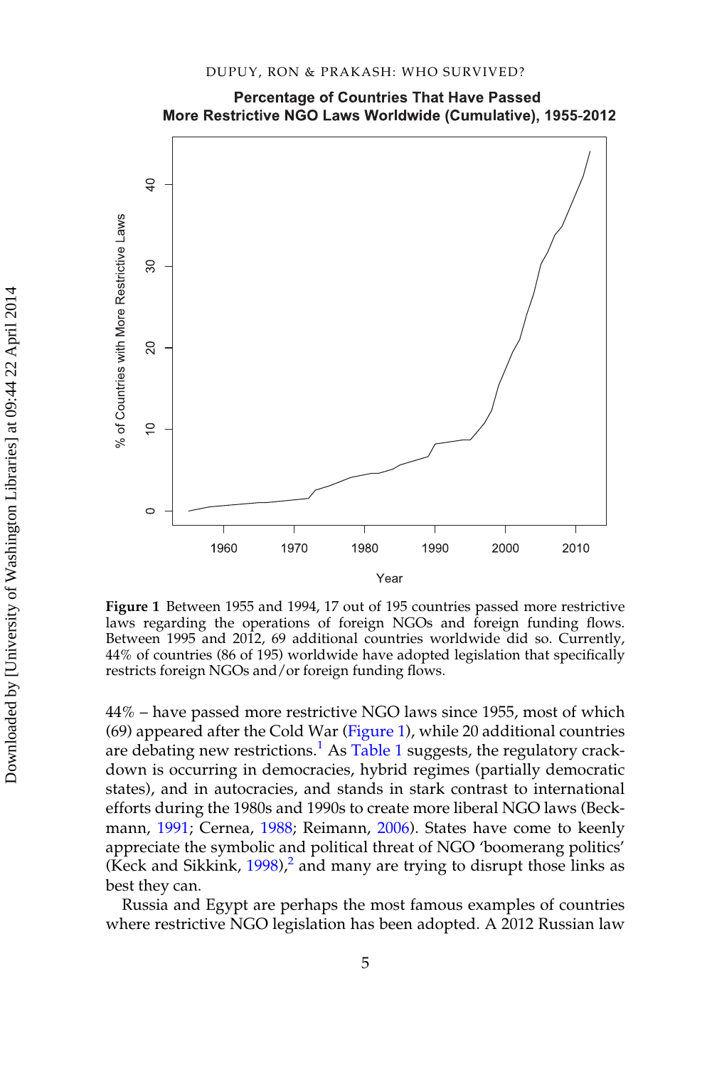**Figure 1** Between 1955 and 1994, 17 out of 195 countries passed more restrictive laws regarding the operations of foreign NGOs and foreign funding flows. Between 1995 and 2012, 69 additional countries worldwide did so. Currently, 44% of countries (86 of 195) worldwide have adopted legislation that specifically restricts foreign NGOs and/or foreign funding flows.

44% – have passed more restrictive NGO laws since 1955, most of which (69) appeared after the Cold War (Figure 1), while 20 additional countries are debating new restrictions.[1] As Table 1 suggests, the regulatory crackdown is occurring in democracies, hybrid regimes (partially democratic states), and in autocracies, and stands in stark contrast to international efforts during the 1980s and 1990s to create more liberal NGO laws (Beckmann, 1991; Cernea, 1988; Reimann, 2006). States have come to keenly appreciate the symbolic and political threat of NGO 'boomerang politics' (Keck and Sikkink, 1998),[2] and many are trying to disrupt those links as best they can.

Russia and Egypt are perhaps the most famous examples of countries where restrictive NGO legislation has been adopted. A 2012 Russian law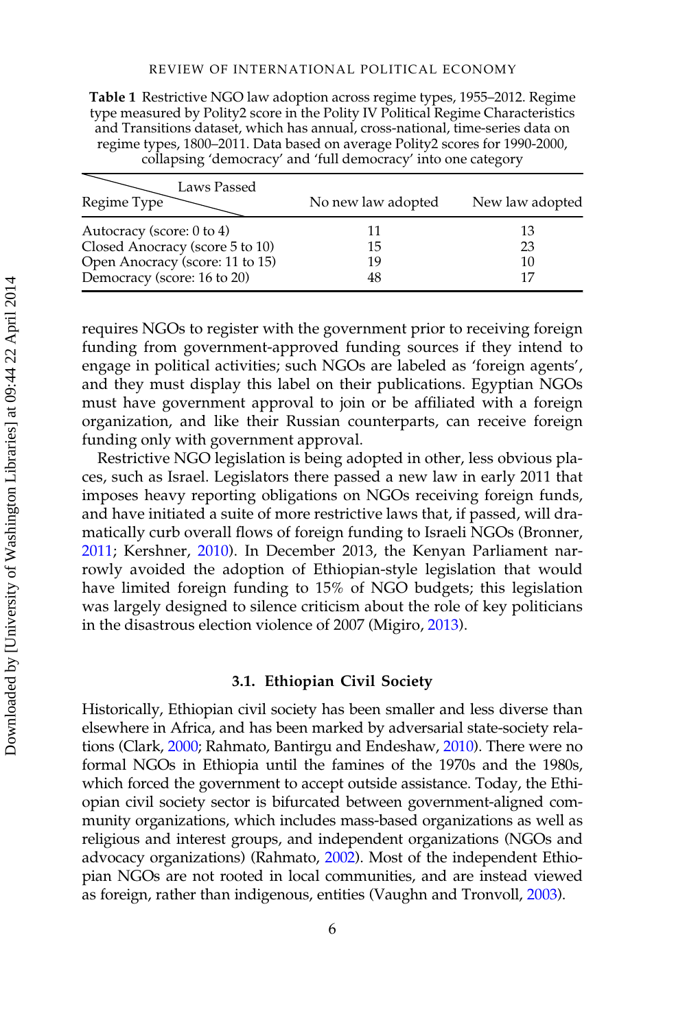Table 1 Restrictive NGO law adoption across regime types, 1955–2012. Regime type measured by Polity2 score in the Polity IV Political Regime Characteristics and Transitions dataset, which has annual, cross-national, time-series data on regime types, 1800–2011. Data based on average Polity2 scores for 1990-2000, collapsing 'democracy' and 'full democracy' into one category

| Regime Type \ Laws Passed | No new law adopted | New law adopted |
|---|---|---|
| Autocracy (score: 0 to 4) | 11 | 13 |
| Closed Anocracy (score 5 to 10) | 15 | 23 |
| Open Anocracy (score: 11 to 15) | 19 | 10 |
| Democracy (score: 16 to 20) | 48 | 17 |

requires NGOs to register with the government prior to receiving foreign funding from government-approved funding sources if they intend to engage in political activities; such NGOs are labeled as 'foreign agents', and they must display this label on their publications. Egyptian NGOs must have government approval to join or be affiliated with a foreign organization, and like their Russian counterparts, can receive foreign funding only with government approval.

Restrictive NGO legislation is being adopted in other, less obvious places, such as Israel. Legislators there passed a new law in early 2011 that imposes heavy reporting obligations on NGOs receiving foreign funds, and have initiated a suite of more restrictive laws that, if passed, will dramatically curb overall flows of foreign funding to Israeli NGOs (Bronner, 2011; Kershner, 2010). In December 2013, the Kenyan Parliament narrowly avoided the adoption of Ethiopian-style legislation that would have limited foreign funding to 15% of NGO budgets; this legislation was largely designed to silence criticism about the role of key politicians in the disastrous election violence of 2007 (Migiro, 2013).

### 3.1. Ethiopian Civil Society

Historically, Ethiopian civil society has been smaller and less diverse than elsewhere in Africa, and has been marked by adversarial state-society relations (Clark, 2000; Rahmato, Bantirgu and Endeshaw, 2010). There were no formal NGOs in Ethopia until the famines of the 1970s and the 1980s, which forced the government to accept outside assistance. Today, the Ethiopian civil society sector is bifurcated between government-aligned community organizations, which includes mass-based organizations as well as religious and interest groups, and independent organizations (NGOs and advocacy organizations) (Rahmato, 2002). Most of the independent Ethiopian NGOs are not rooted in local communities, and are instead viewed as foreign, rather than indigenous, entities (Vaughn and Tronvoll, 2003).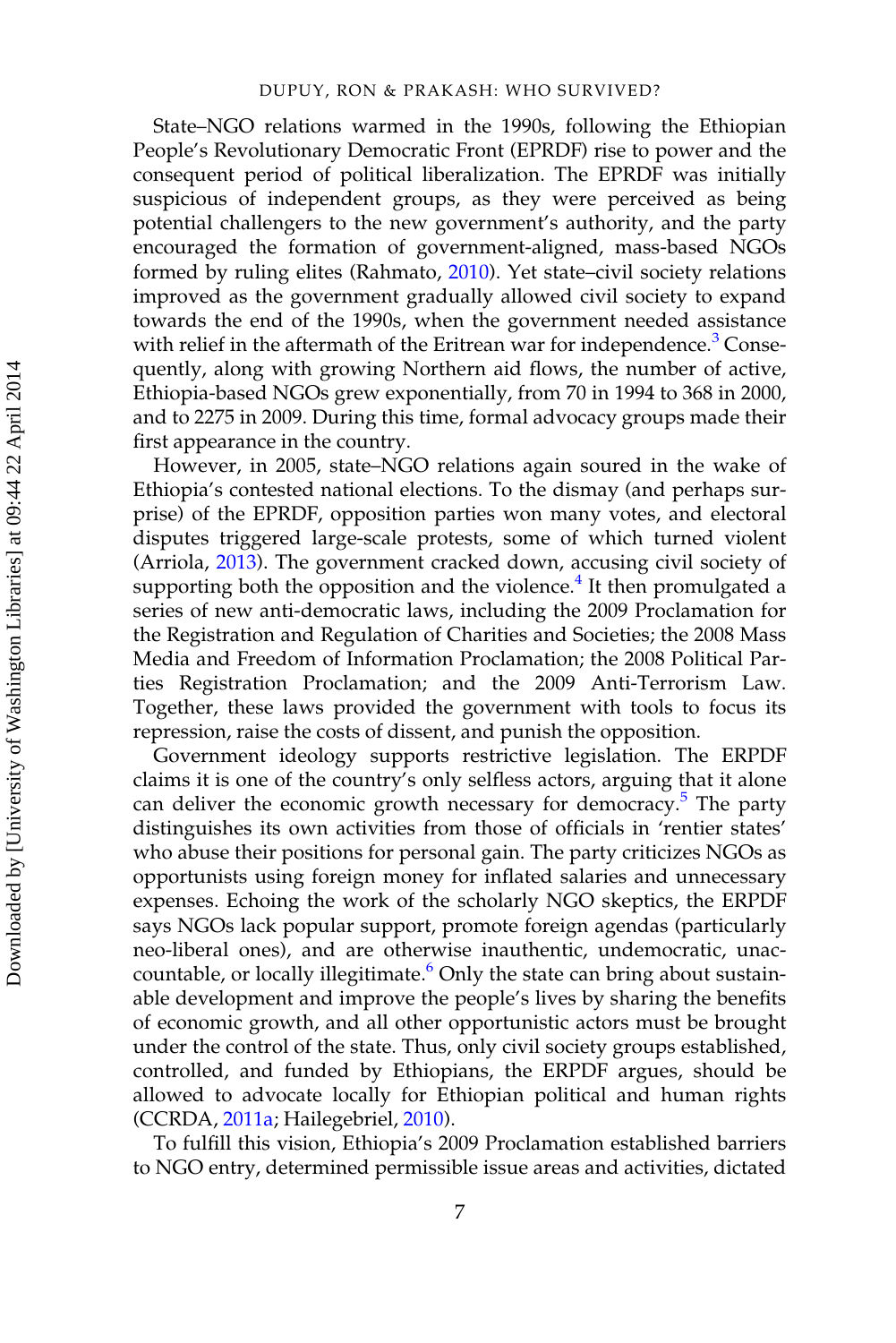State–NGO relations warmed in the 1990s, following the Ethiopian People's Revolutionary Democratic Front (EPRDF) rise to power and the consequent period of political liberalization. The EPRDF was initially suspicious of independent groups, as they were perceived as being potential challengers to the new government's authority, and the party encouraged the formation of government-aligned, mass-based NGOs formed by ruling elites (Rahmato, 2010). Yet state–civil society relations improved as the government gradually allowed civil society to expand towards the end of the 1990s, when the government needed assistance with relief in the aftermath of the Eritrean war for independence.[3] Consequently, along with growing Northern aid flows, the number of active, Ethiopia-based NGOs grew exponentially, from 70 in 1994 to 368 in 2000, and to 2275 in 2009. During this time, formal advocacy groups made their first appearance in the country.

However, in 2005, state–NGO relations again soured in the wake of Ethiopia's contested national elections. To the dismay (and perhaps surprise) of the EPRDF, opposition parties won many votes, and electoral disputes triggered large-scale protests, some of which turned violent (Arriola, 2013). The government cracked down, accusing civil society of supporting both the opposition and the violence.[4] It then promulgated a series of new anti-democratic laws, including the 2009 Proclamation for the Registration and Regulation of Charities and Societies; the 2008 Mass Media and Freedom of Information Proclamation; the 2008 Political Parties Registration Proclamation; and the 2009 Anti-Terrorism Law. Together, these laws provided the government with tools to focus its repression, raise the costs of dissent, and punish the opposition.

Government ideology supports restrictive legislation. The ERPDF claims it is one of the country's only selfless actors, arguing that it alone can deliver the economic growth necessary for democracy.[5] The party distinguishes its own activities from those of officials in 'rentier states' who abuse their positions for personal gain. The party criticizes NGOs as opportunists using foreign money for inflated salaries and unnecessary expenses. Echoing the work of the scholarly NGO skeptics, the ERPDF says NGOs lack popular support, promote foreign agendas (particularly neo-liberal ones), and are otherwise inauthentic, undemocratic, unaccountable, or locally illegitimate.[6] Only the state can bring about sustainable development and improve the people's lives by sharing the benefits of economic growth, and all other opportunistic actors must be brought under the control of the state. Thus, only civil society groups established, controlled, and funded by Ethiopians, the ERPDF argues, should be allowed to advocate locally for Ethiopian political and human rights (CCRDA, 2011a; Hailegebriel, 2010).

To fulfill this vision, Ethiopia's 2009 Proclamation established barriers to NGO entry, determined permissible issue areas and activities, dictated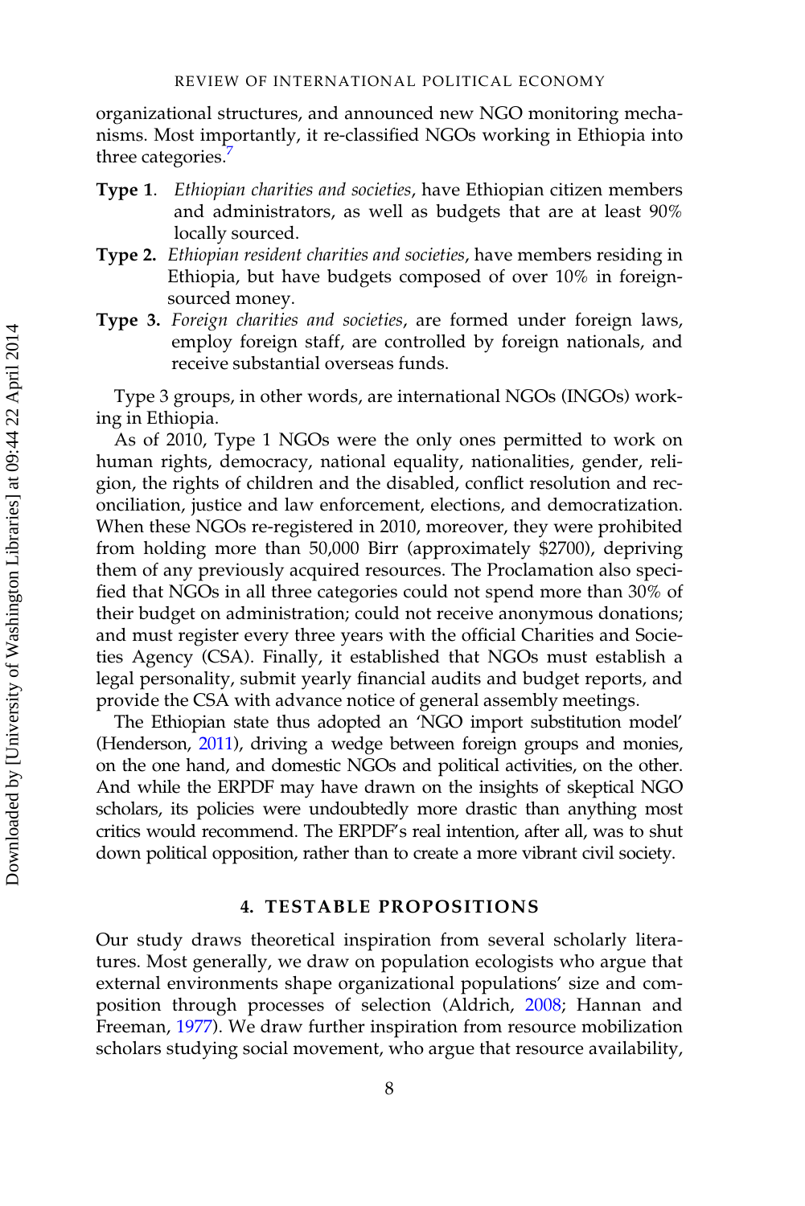organizational structures, and announced new NGO monitoring mechanisms. Most importantly, it re-classified NGOs working in Ethiopia into three categories.[7]

**Type 1**. *Ethiopian charities and societies*, have Ethiopian citizen members and administrators, as well as budgets that are at least 90% locally sourced.

**Type 2.** *Ethiopian resident charities and societies*, have members residing in Ethiopia, but have budgets composed of over 10% in foreign-sourced money.

**Type 3.** *Foreign charities and societies*, are formed under foreign laws, employ foreign staff, are controlled by foreign nationals, and receive substantial overseas funds.

Type 3 groups, in other words, are international NGOs (INGOs) working in Ethiopia.

As of 2010, Type 1 NGOs were the only ones permitted to work on human rights, democracy, national equality, nationalities, gender, religion, the rights of children and the disabled, conflict resolution and reconciliation, justice and law enforcement, elections, and democratization. When these NGOs re-registered in 2010, moreover, they were prohibited from holding more than 50,000 Birr (approximately $2700), depriving them of any previously acquired resources. The Proclamation also specified that NGOs in all three categories could not spend more than 30% of their budget on administration; could not receive anonymous donations; and must register every three years with the official Charities and Societies Agency (CSA). Finally, it established that NGOs must establish a legal personality, submit yearly financial audits and budget reports, and provide the CSA with advance notice of general assembly meetings.

The Ethiopian state thus adopted an 'NGO import substitution model' (Henderson, 2011), driving a wedge between foreign groups and monies, on the one hand, and domestic NGOs and political activities, on the other. And while the ERPDF may have drawn on the insights of skeptical NGO scholars, its policies were undoubtedly more drastic than anything most critics would recommend. The ERPDF's real intention, after all, was to shut down political opposition, rather than to create a more vibrant civil society.

## 4. TESTABLE PROPOSITIONS

Our study draws theoretical inspiration from several scholarly literatures. Most generally, we draw on population ecologists who argue that external environments shape organizational populations' size and composition through processes of selection (Aldrich, 2008; Hannan and Freeman, 1977). We draw further inspiration from resource mobilization scholars studying social movement, who argue that resource availability,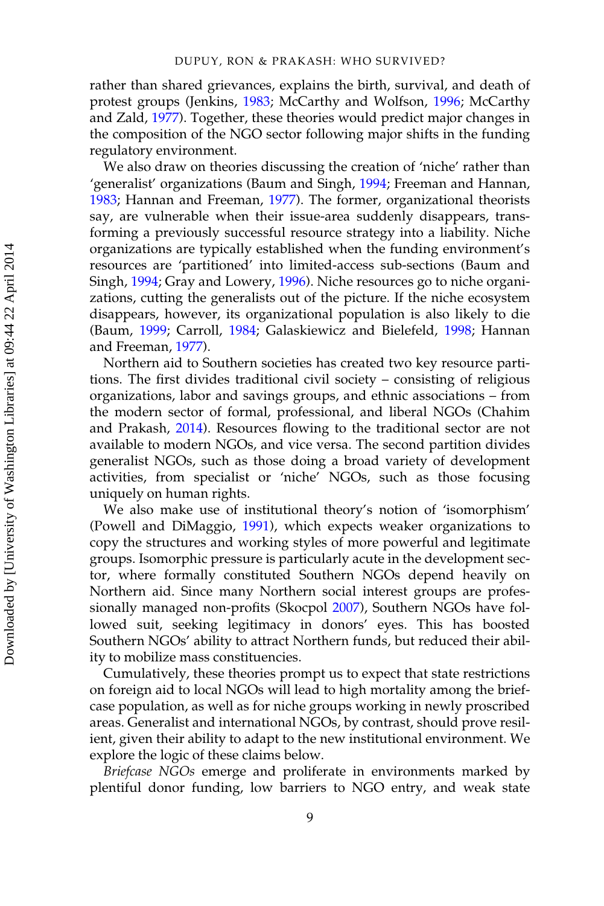rather than shared grievances, explains the birth, survival, and death of protest groups (Jenkins, 1983; McCarthy and Wolfson, 1996; McCarthy and Zald, 1977). Together, these theories would predict major changes in the composition of the NGO sector following major shifts in the funding regulatory environment.

We also draw on theories discussing the creation of 'niche' rather than 'generalist' organizations (Baum and Singh, 1994; Freeman and Hannan, 1983; Hannan and Freeman, 1977). The former, organizational theorists say, are vulnerable when their issue-area suddenly disappears, transforming a previously successful resource strategy into a liability. Niche organizations are typically established when the funding environment's resources are 'partitioned' into limited-access sub-sections (Baum and Singh, 1994; Gray and Lowery, 1996). Niche resources go to niche organizations, cutting the generalists out of the picture. If the niche ecosystem disappears, however, its organizational population is also likely to die (Baum, 1999; Carroll, 1984; Galaskiewicz and Bielefeld, 1998; Hannan and Freeman, 1977).

Northern aid to Southern societies has created two key resource partitions. The first divides traditional civil society – consisting of religious organizations, labor and savings groups, and ethnic associations – from the modern sector of formal, professional, and liberal NGOs (Chahim and Prakash, 2014). Resources flowing to the traditional sector are not available to modern NGOs, and vice versa. The second partition divides generalist NGOs, such as those doing a broad variety of development activities, from specialist or 'niche' NGOs, such as those focusing uniquely on human rights.

We also make use of institutional theory's notion of 'isomorphism' (Powell and DiMaggio, 1991), which expects weaker organizations to copy the structures and working styles of more powerful and legitimate groups. Isomorphic pressure is particularly acute in the development sector, where formally constituted Southern NGOs depend heavily on Northern aid. Since many Northern social interest groups are professionally managed non-profits (Skocpol 2007), Southern NGOs have followed suit, seeking legitimacy in donors' eyes. This has boosted Southern NGOs' ability to attract Northern funds, but reduced their ability to mobilize mass constituencies.

Cumulatively, these theories prompt us to expect that state restrictions on foreign aid to local NGOs will lead to high mortality among the briefcase population, as well as for niche groups working in newly proscribed areas. Generalist and international NGOs, by contrast, should prove resilient, given their ability to adapt to the new institutional environment. We explore the logic of these claims below.

*Briefcase NGOs* emerge and proliferate in environments marked by plentiful donor funding, low barriers to NGO entry, and weak state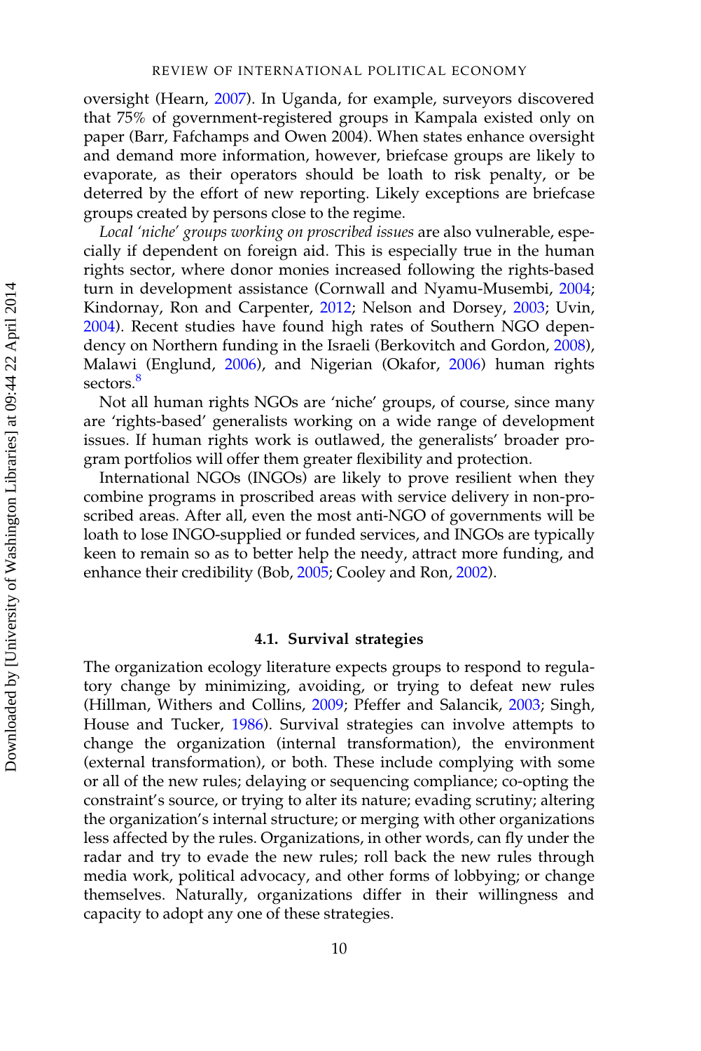oversight (Hearn, 2007). In Uganda, for example, surveyors discovered that 75% of government-registered groups in Kampala existed only on paper (Barr, Fafchamps and Owen 2004). When states enhance oversight and demand more information, however, briefcase groups are likely to evaporate, as their operators should be loath to risk penalty, or be deterred by the effort of new reporting. Likely exceptions are briefcase groups created by persons close to the regime.

*Local 'niche' groups working on proscribed issues* are also vulnerable, especially if dependent on foreign aid. This is especially true in the human rights sector, where donor monies increased following the rights-based turn in development assistance (Cornwall and Nyamu-Musembi, 2004; Kindornay, Ron and Carpenter, 2012; Nelson and Dorsey, 2003; Uvin, 2004). Recent studies have found high rates of Southern NGO dependency on Northern funding in the Israeli (Berkovitch and Gordon, 2008), Malawi (Englund, 2006), and Nigerian (Okafor, 2006) human rights sectors.[8]

Not all human rights NGOs are 'niche' groups, of course, since many are 'rights-based' generalists working on a wide range of development issues. If human rights work is outlawed, the generalists' broader program portfolios will offer them greater flexibility and protection.

International NGOs (INGOs) are likely to prove resilient when they combine programs in proscribed areas with service delivery in non-proscribed areas. After all, even the most anti-NGO of governments will be loath to lose INGO-supplied or funded services, and INGOs are typically keen to remain so as to better help the needy, attract more funding, and enhance their credibility (Bob, 2005; Cooley and Ron, 2002).

### 4.1. Survival strategies

The organization ecology literature expects groups to respond to regulatory change by minimizing, avoiding, or trying to defeat new rules (Hillman, Withers and Collins, 2009; Pfeffer and Salancik, 2003; Singh, House and Tucker, 1986). Survival strategies can involve attempts to change the organization (internal transformation), the environment (external transformation), or both. These include complying with some or all of the new rules; delaying or sequencing compliance; co-opting the constraint's source, or trying to alter its nature; evading scrutiny; altering the organization's internal structure; or merging with other organizations less affected by the rules. Organizations, in other words, can fly under the radar and try to evade the new rules; roll back the new rules through media work, political advocacy, and other forms of lobbying; or change themselves. Naturally, organizations differ in their willingness and capacity to adopt any one of these strategies.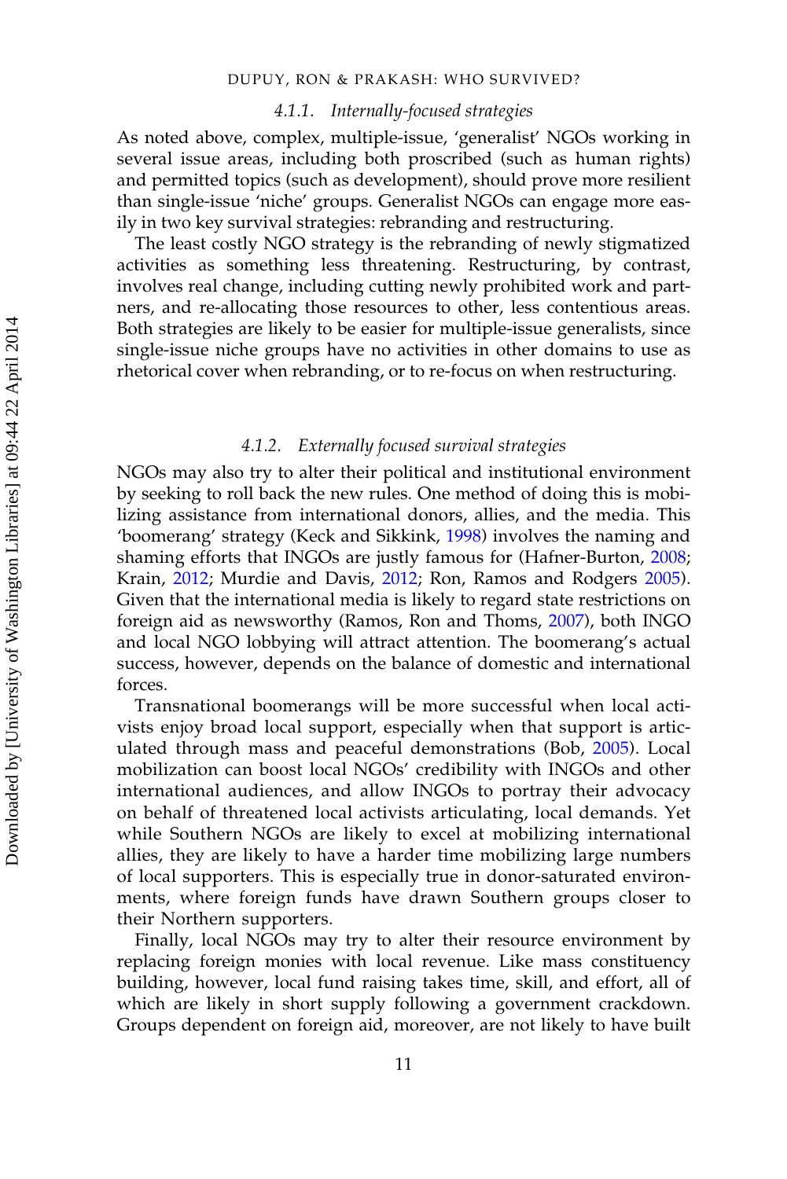#### 4.1.1. *Internally-focused strategies*

As noted above, complex, multiple-issue, 'generalist' NGOs working in several issue areas, including both proscribed (such as human rights) and permitted topics (such as development), should prove more resilient than single-issue 'niche' groups. Generalist NGOs can engage more easily in two key survival strategies: rebranding and restructuring.

The least costly NGO strategy is the rebranding of newly stigmatized activities as something less threatening. Restructuring, by contrast, involves real change, including cutting newly prohibited work and partners, and re-allocating those resources to other, less contentious areas. Both strategies are likely to be easier for multiple-issue generalists, since single-issue niche groups have no activities in other domains to use as rhetorical cover when rebranding, or to re-focus on when restructuring.

#### 4.1.2. *Externally focused survival strategies*

NGOs may also try to alter their political and institutional environment by seeking to roll back the new rules. One method of doing this is mobilizing assistance from international donors, allies, and the media. This 'boomerang' strategy (Keck and Sikkink, 1998) involves the naming and shaming efforts that INGOs are justly famous for (Hafner-Burton, 2008; Krain, 2012; Murdie and Davis, 2012; Ron, Ramos and Rodgers 2005). Given that the international media is likely to regard state restrictions on foreign aid as newsworthy (Ramos, Ron and Thoms, 2007), both INGO and local NGO lobbying will attract attention. The boomerang's actual success, however, depends on the balance of domestic and international forces.

Transnational boomerangs will be more successful when local activists enjoy broad local support, especially when that support is articulated through mass and peaceful demonstrations (Bob, 2005). Local mobilization can boost local NGOs' credibility with INGOs and other international audiences, and allow INGOs to portray their advocacy on behalf of threatened local activists articulating, local demands. Yet while Southern NGOs are likely to excel at mobilizing international allies, they are likely to have a harder time mobilizing large numbers of local supporters. This is especially true in donor-saturated environments, where foreign funds have drawn Southern groups closer to their Northern supporters.

Finally, local NGOs may try to alter their resource environment by replacing foreign monies with local revenue. Like mass constituency building, however, local fund raising takes time, skill, and effort, all of which are likely in short supply following a government crackdown. Groups dependent on foreign aid, moreover, are not likely to have built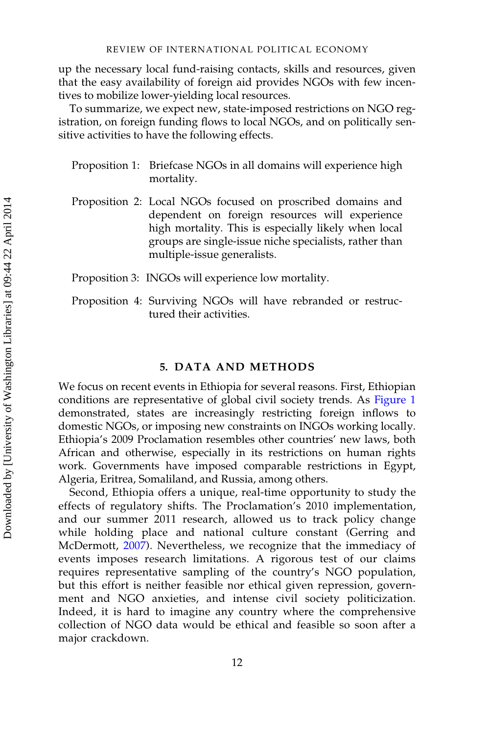up the necessary local fund-raising contacts, skills and resources, given that the easy availability of foreign aid provides NGOs with few incentives to mobilize lower-yielding local resources.

To summarize, we expect new, state-imposed restrictions on NGO registration, on foreign funding flows to local NGOs, and on politically sensitive activities to have the following effects.

Proposition 1: Briefcase NGOs in all domains will experience high mortality.

Proposition 2: Local NGOs focused on proscribed domains and dependent on foreign resources will experience high mortality. This is especially likely when local groups are single-issue niche specialists, rather than multiple-issue generalists.

Proposition 3: INGOs will experience low mortality.

Proposition 4: Surviving NGOs will have rebranded or restructured their activities.

## 5. DATA AND METHODS

We focus on recent events in Ethiopia for several reasons. First, Ethiopian conditions are representative of global civil society trends. As Figure 1 demonstrated, states are increasingly restricting foreign inflows to domestic NGOs, or imposing new constraints on INGOs working locally. Ethiopia's 2009 Proclamation resembles other countries' new laws, both African and otherwise, especially in its restrictions on human rights work. Governments have imposed comparable restrictions in Egypt, Algeria, Eritrea, Somaliland, and Russia, among others.

Second, Ethiopia offers a unique, real-time opportunity to study the effects of regulatory shifts. The Proclamation's 2010 implementation, and our summer 2011 research, allowed us to track policy change while holding place and national culture constant (Gerring and McDermott, 2007). Nevertheless, we recognize that the immediacy of events imposes research limitations. A rigorous test of our claims requires representative sampling of the country's NGO population, but this effort is neither feasible nor ethical given repression, government and NGO anxieties, and intense civil society politicization. Indeed, it is hard to imagine any country where the comprehensive collection of NGO data would be ethical and feasible so soon after a major crackdown.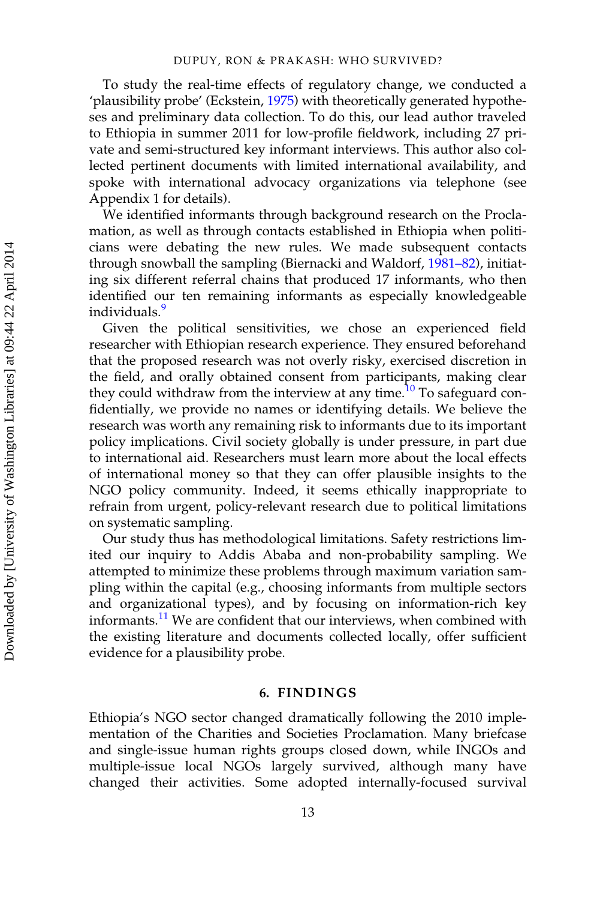To study the real-time effects of regulatory change, we conducted a 'plausibility probe' (Eckstein, 1975) with theoretically generated hypotheses and preliminary data collection. To do this, our lead author traveled to Ethiopia in summer 2011 for low-profile fieldwork, including 27 private and semi-structured key informant interviews. This author also collected pertinent documents with limited international availability, and spoke with international advocacy organizations via telephone (see Appendix 1 for details).

We identified informants through background research on the Proclamation, as well as through contacts established in Ethiopia when politicians were debating the new rules. We made subsequent contacts through snowball the sampling (Biernacki and Waldorf, 1981–82), initiating six different referral chains that produced 17 informants, who then identified our ten remaining informants as especially knowledgeable individuals.[9]

Given the political sensitivities, we chose an experienced field researcher with Ethiopian research experience. They ensured beforehand that the proposed research was not overly risky, exercised discretion in the field, and orally obtained consent from participants, making clear they could withdraw from the interview at any time.[10] To safeguard confidentially, we provide no names or identifying details. We believe the research was worth any remaining risk to informants due to its important policy implications. Civil society globally is under pressure, in part due to international aid. Researchers must learn more about the local effects of international money so that they can offer plausible insights to the NGO policy community. Indeed, it seems ethically inappropriate to refrain from urgent, policy-relevant research due to political limitations on systematic sampling.

Our study thus has methodological limitations. Safety restrictions limited our inquiry to Addis Ababa and non-probability sampling. We attempted to minimize these problems through maximum variation sampling within the capital (e.g., choosing informants from multiple sectors and organizational types), and by focusing on information-rich key informants.[11] We are confident that our interviews, when combined with the existing literature and documents collected locally, offer sufficient evidence for a plausibility probe.

## 6. FINDINGS

Ethiopia's NGO sector changed dramatically following the 2010 implementation of the Charities and Societies Proclamation. Many briefcase and single-issue human rights groups closed down, while INGOs and multiple-issue local NGOs largely survived, although many have changed their activities. Some adopted internally-focused survival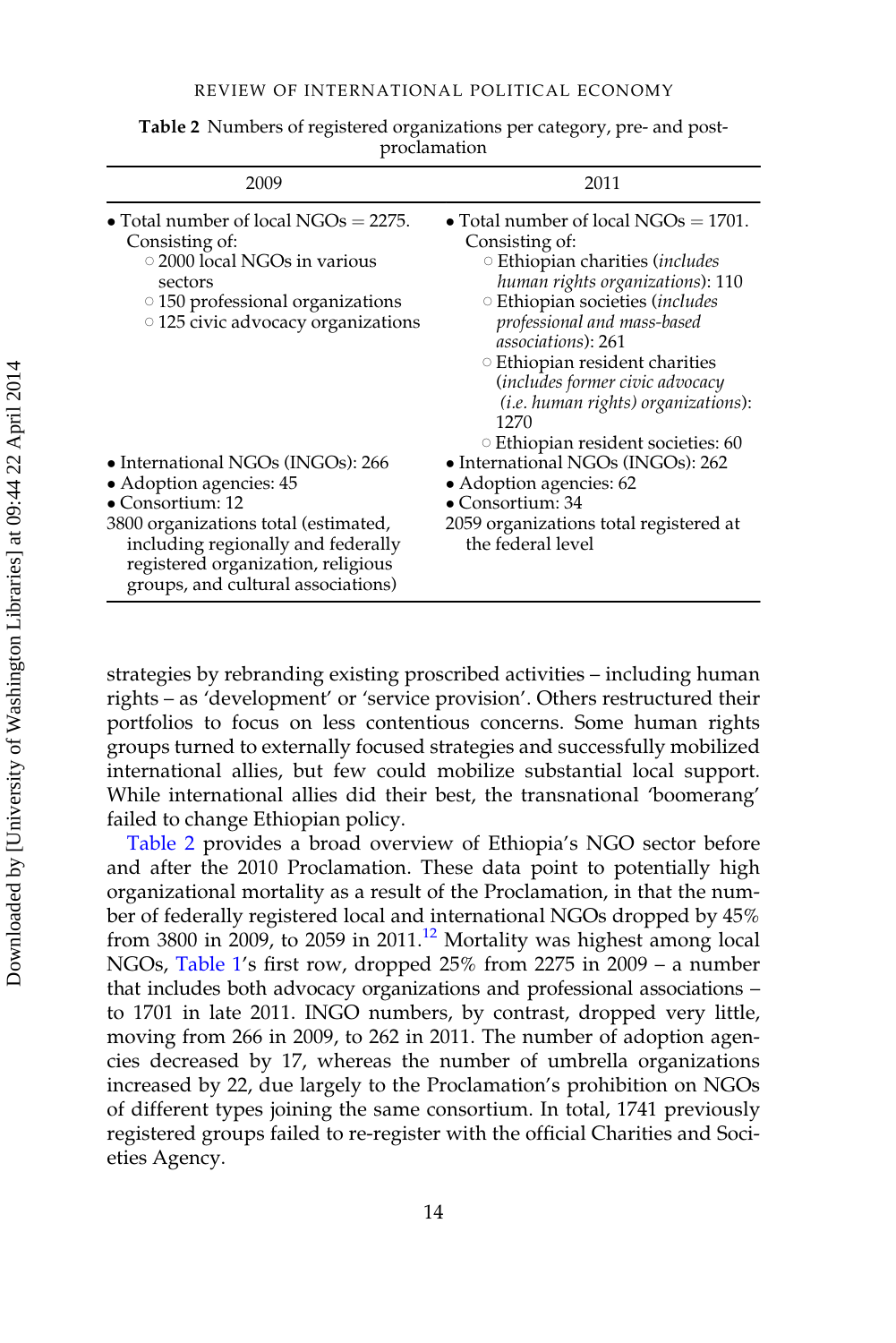**Table 2** Numbers of registered organizations per category, pre- and post-proclamation

| 2009 | 2011 |
|---|---|
| • Total number of local NGOs = 2275. Consisting of: ○ 2000 local NGOs in various sectors ○ 150 professional organizations ○ 125 civic advocacy organizations | • Total number of local NGOs = 1701. Consisting of: ○ Ethiopian charities (*includes human rights organizations*): 110 ○ Ethiopian societies (*includes professional and mass-based associations*): 261 ○ Ethiopian resident charities (*includes former civic advocacy (i.e. human rights) organizations*): 1270 ○ Ethiopian resident societies: 60 |
| • International NGOs (INGOs): 266 | • International NGOs (INGOs): 262 |
| • Adoption agencies: 45 | • Adoption agencies: 62 |
| • Consortium: 12 | • Consortium: 34 |
| 3800 organizations total (estimated, including regionally and federally registered organization, religious groups, and cultural associations) | 2059 organizations total registered at the federal level |

strategies by rebranding existing proscribed activities – including human rights – as 'development' or 'service provision'. Others restructured their portfolios to focus on less contentious concerns. Some human rights groups turned to externally focused strategies and successfully mobilized international allies, but few could mobilize substantial local support. While international allies did their best, the transnational 'boomerang' failed to change Ethiopian policy.

Table 2 provides a broad overview of Ethiopia's NGO sector before and after the 2010 Proclamation. These data point to potentially high organizational mortality as a result of the Proclamation, in that the number of federally registered local and international NGOs dropped by 45% from 3800 in 2009, to 2059 in 2011.[12] Mortality was highest among local NGOs, Table 1's first row, dropped 25% from 2275 in 2009 – a number that includes both advocacy organizations and professional associations – to 1701 in late 2011. INGO numbers, by contrast, dropped very little, moving from 266 in 2009, to 262 in 2011. The number of adoption agencies decreased by 17, whereas the number of umbrella organizations increased by 22, due largely to the Proclamation's prohibition on NGOs of different types joining the same consortium. In total, 1741 previously registered groups failed to re-register with the official Charities and Societies Agency.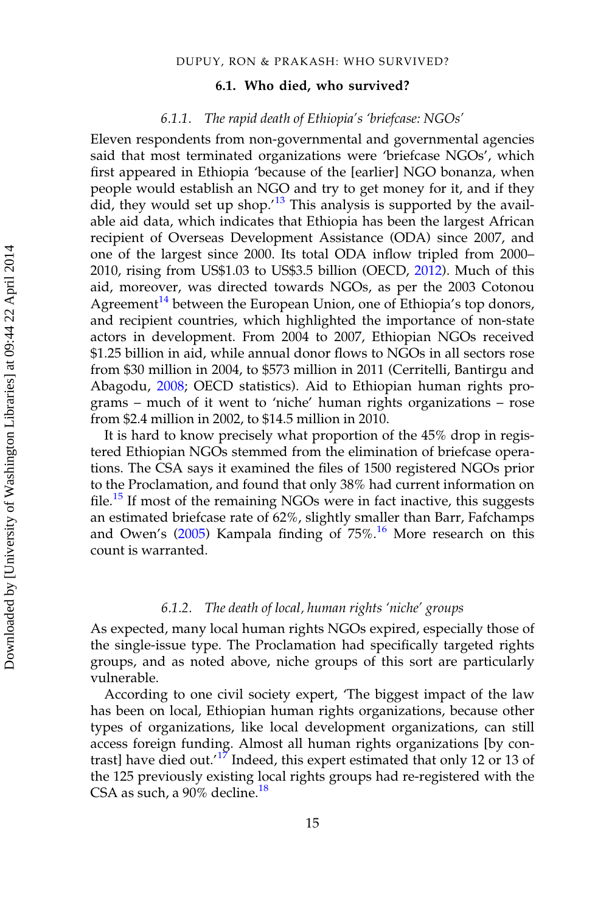### 6.1. Who died, who survived?

#### *6.1.1. The rapid death of Ethiopia's 'briefcase: NGOs'*

Eleven respondents from non-governmental and governmental agencies said that most terminated organizations were 'briefcase NGOs', which first appeared in Ethiopia 'because of the [earlier] NGO bonanza, when people would establish an NGO and try to get money for it, and if they did, they would set up shop.'[13] This analysis is supported by the available aid data, which indicates that Ethiopia has been the largest African recipient of Overseas Development Assistance (ODA) since 2007, and one of the largest since 2000. Its total ODA inflow tripled from 2000–2010, rising from US$1.03 to US$3.5 billion (OECD, 2012). Much of this aid, moreover, was directed towards NGOs, as per the 2003 Cotonou Agreement[14] between the European Union, one of Ethiopia's top donors, and recipient countries, which highlighted the importance of non-state actors in development. From 2004 to 2007, Ethiopian NGOs received $1.25 billion in aid, while annual donor flows to NGOs in all sectors rose from $30 million in 2004, to $573 million in 2011 (Cerritelli, Bantirgu and Abagodu, 2008; OECD statistics). Aid to Ethiopian human rights programs – much of it went to 'niche' human rights organizations – rose from $2.4 million in 2002, to $14.5 million in 2010.

It is hard to know precisely what proportion of the 45% drop in registered Ethiopian NGOs stemmed from the elimination of briefcase operations. The CSA says it examined the files of 1500 registered NGOs prior to the Proclamation, and found that only 38% had current information on file.[15] If most of the remaining NGOs were in fact inactive, this suggests an estimated briefcase rate of 62%, slightly smaller than Barr, Fafchamps and Owen's (2005) Kampala finding of 75%.[16] More research on this count is warranted.

#### *6.1.2. The death of local, human rights 'niche' groups*

As expected, many local human rights NGOs expired, especially those of the single-issue type. The Proclamation had specifically targeted rights groups, and as noted above, niche groups of this sort are particularly vulnerable.

According to one civil society expert, 'The biggest impact of the law has been on local, Ethiopian human rights organizations, because other types of organizations, like local development organizations, can still access foreign funding. Almost all human rights organizations [by contrast] have died out.'[17] Indeed, this expert estimated that only 12 or 13 of the 125 previously existing local rights groups had re-registered with the CSA as such, a 90% decline.[18]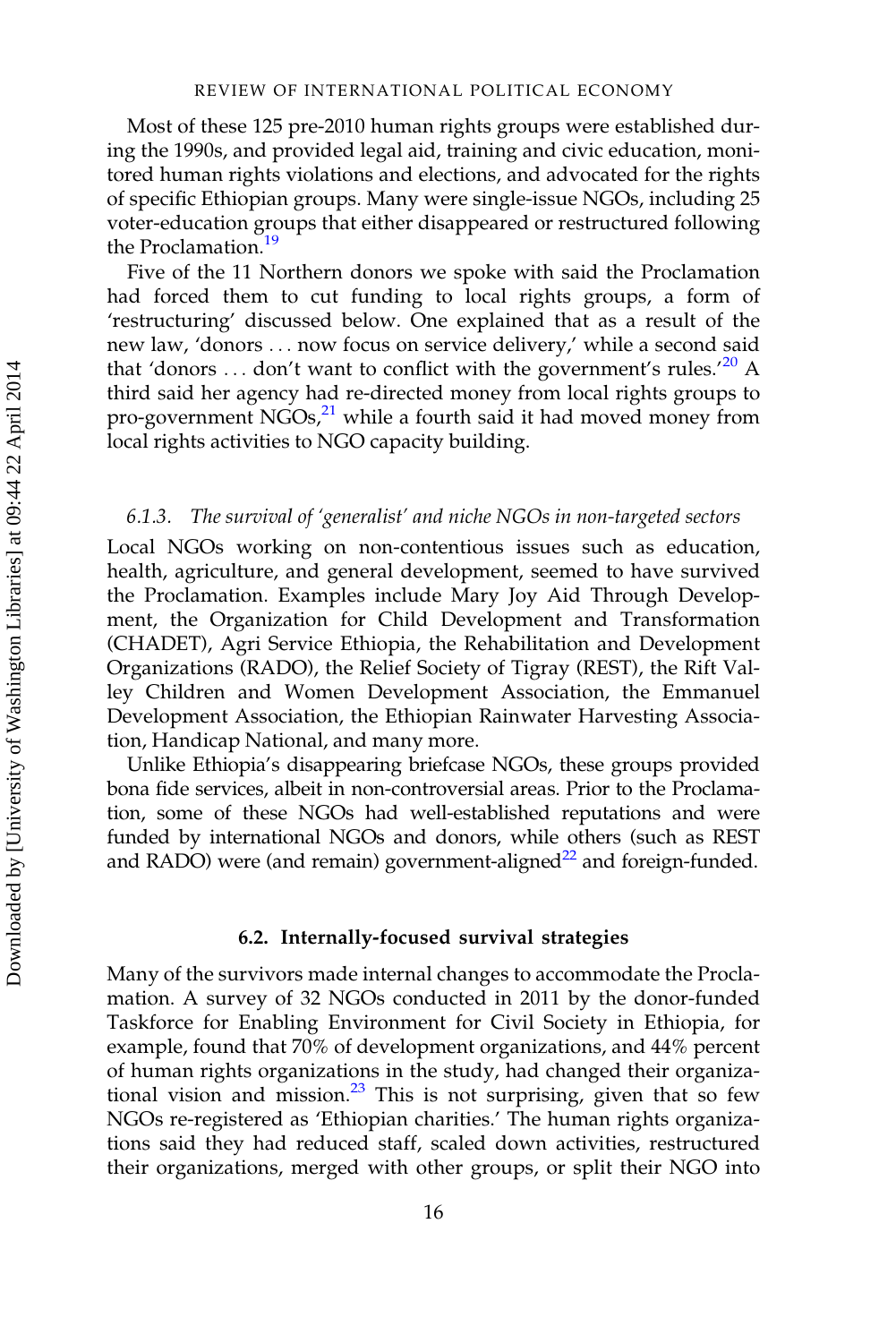Most of these 125 pre-2010 human rights groups were established during the 1990s, and provided legal aid, training and civic education, monitored human rights violations and elections, and advocated for the rights of specific Ethiopian groups. Many were single-issue NGOs, including 25 voter-education groups that either disappeared or restructured following the Proclamation.[19]

Five of the 11 Northern donors we spoke with said the Proclamation had forced them to cut funding to local rights groups, a form of 'restructuring' discussed below. One explained that as a result of the new law, 'donors ... now focus on service delivery,' while a second said that 'donors ... don't want to conflict with the government's rules.'[20] A third said her agency had re-directed money from local rights groups to pro-government NGOs,[21] while a fourth said it had moved money from local rights activities to NGO capacity building.

### 6.1.3. *The survival of 'generalist' and niche NGOs in non-targeted sectors*

Local NGOs working on non-contentious issues such as education, health, agriculture, and general development, seemed to have survived the Proclamation. Examples include Mary Joy Aid Through Development, the Organization for Child Development and Transformation (CHADET), Agri Service Ethiopia, the Rehabilitation and Development Organizations (RADO), the Relief Society of Tigray (REST), the Rift Valley Children and Women Development Association, the Emmanuel Development Association, the Ethiopian Rainwater Harvesting Association, Handicap National, and many more.

Unlike Ethiopia's disappearing briefcase NGOs, these groups provided bona fide services, albeit in non-controversial areas. Prior to the Proclamation, some of these NGOs had well-established reputations and were funded by international NGOs and donors, while others (such as REST and RADO) were (and remain) government-aligned[22] and foreign-funded.

## 6.2. Internally-focused survival strategies

Many of the survivors made internal changes to accommodate the Proclamation. A survey of 32 NGOs conducted in 2011 by the donor-funded Taskforce for Enabling Environment for Civil Society in Ethiopia, for example, found that 70% of development organizations, and 44% percent of human rights organizations in the study, had changed their organizational vision and mission.[23] This is not surprising, given that so few NGOs re-registered as 'Ethiopian charities.' The human rights organizations said they had reduced staff, scaled down activities, restructured their organizations, merged with other groups, or split their NGO into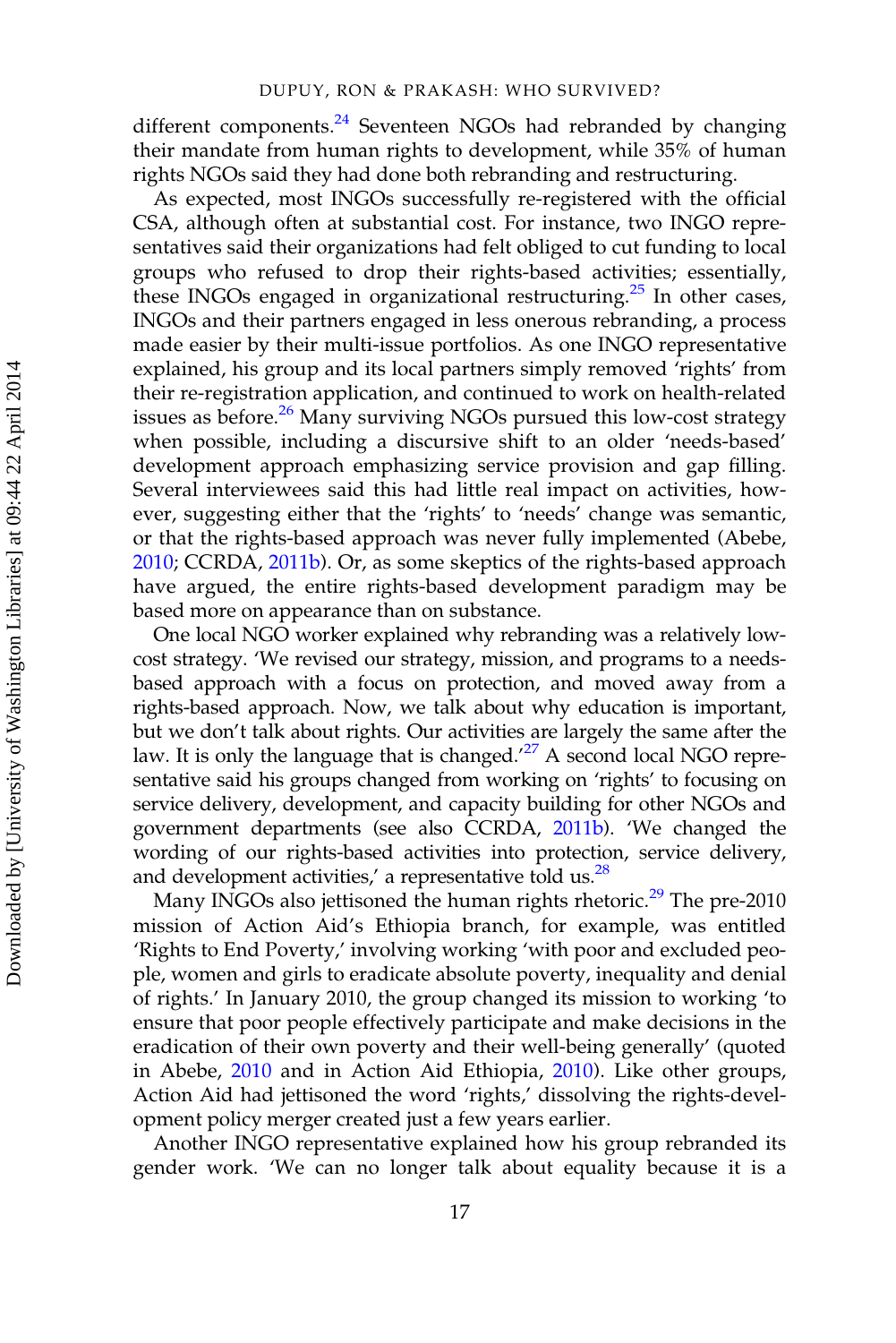different components.[24] Seventeen NGOs had rebranded by changing their mandate from human rights to development, while 35% of human rights NGOs said they had done both rebranding and restructuring.

As expected, most INGOs successfully re-registered with the official CSA, although often at substantial cost. For instance, two INGO representatives said their organizations had felt obliged to cut funding to local groups who refused to drop their rights-based activities; essentially, these INGOs engaged in organizational restructuring.[25] In other cases, INGOs and their partners engaged in less onerous rebranding, a process made easier by their multi-issue portfolios. As one INGO representative explained, his group and its local partners simply removed 'rights' from their re-registration application, and continued to work on health-related issues as before.[26] Many surviving NGOs pursued this low-cost strategy when possible, including a discursive shift to an older 'needs-based' development approach emphasizing service provision and gap filling. Several interviewees said this had little real impact on activities, however, suggesting either that the 'rights' to 'needs' change was semantic, or that the rights-based approach was never fully implemented (Abebe, 2010; CCRDA, 2011b). Or, as some skeptics of the rights-based approach have argued, the entire rights-based development paradigm may be based more on appearance than on substance.

One local NGO worker explained why rebranding was a relatively low-cost strategy. 'We revised our strategy, mission, and programs to a needs-based approach with a focus on protection, and moved away from a rights-based approach. Now, we talk about why education is important, but we don't talk about rights. Our activities are largely the same after the law. It is only the language that is changed.'[27] A second local NGO representative said his groups changed from working on 'rights' to focusing on service delivery, development, and capacity building for other NGOs and government departments (see also CCRDA, 2011b). 'We changed the wording of our rights-based activities into protection, service delivery, and development activities,' a representative told us.[28]

Many INGOs also jettisoned the human rights rhetoric.[29] The pre-2010 mission of Action Aid's Ethiopia branch, for example, was entitled 'Rights to End Poverty,' involving working 'with poor and excluded people, women and girls to eradicate absolute poverty, inequality and denial of rights.' In January 2010, the group changed its mission to working 'to ensure that poor people effectively participate and make decisions in the eradication of their own poverty and their well-being generally' (quoted in Abebe, 2010 and in Action Aid Ethiopia, 2010). Like other groups, Action Aid had jettisoned the word 'rights,' dissolving the rights-development policy merger created just a few years earlier.

Another INGO representative explained how his group rebranded its gender work. 'We can no longer talk about equality because it is a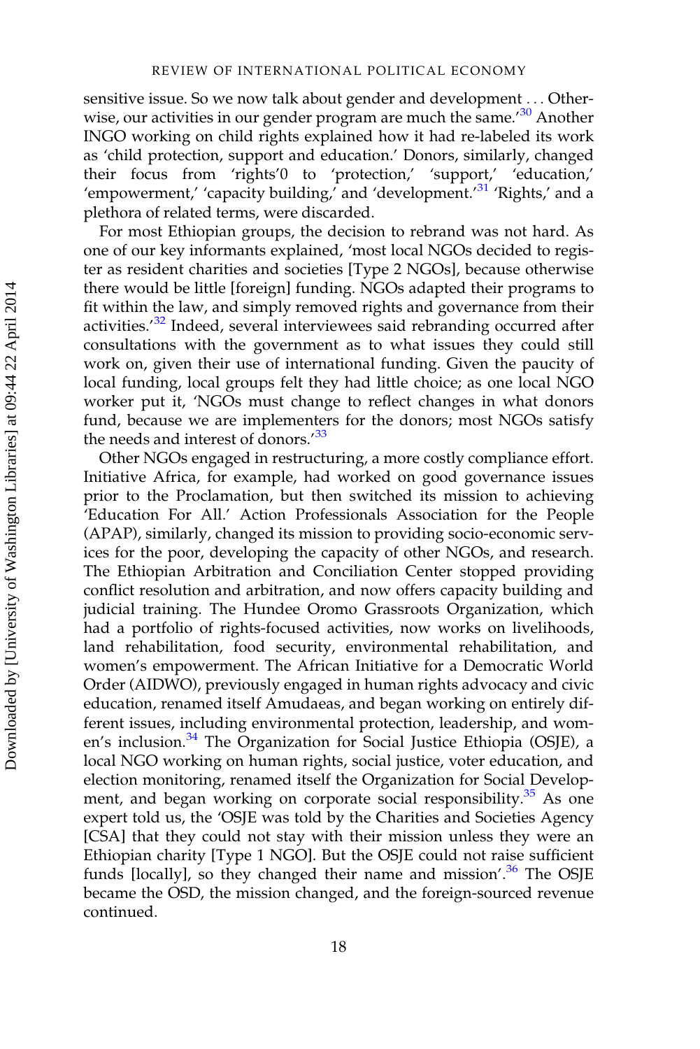sensitive issue. So we now talk about gender and development . . . Otherwise, our activities in our gender program are much the same.'[30] Another INGO working on child rights explained how it had re-labeled its work as 'child protection, support and education.' Donors, similarly, changed their focus from 'rights'0 to 'protection,' 'support,' 'education,' 'empowerment,' 'capacity building,' and 'development.'[31] 'Rights,' and a plethora of related terms, were discarded.

For most Ethiopian groups, the decision to rebrand was not hard. As one of our key informants explained, 'most local NGOs decided to register as resident charities and societies [Type 2 NGOs], because otherwise there would be little [foreign] funding. NGOs adapted their programs to fit within the law, and simply removed rights and governance from their activities.'[32] Indeed, several interviewees said rebranding occurred after consultations with the government as to what issues they could still work on, given their use of international funding. Given the paucity of local funding, local groups felt they had little choice; as one local NGO worker put it, 'NGOs must change to reflect changes in what donors fund, because we are implementers for the donors; most NGOs satisfy the needs and interest of donors.'[33]

Other NGOs engaged in restructuring, a more costly compliance effort. Initiative Africa, for example, had worked on good governance issues prior to the Proclamation, but then switched its mission to achieving 'Education For All.' Action Professionals Association for the People (APAP), similarly, changed its mission to providing socio-economic services for the poor, developing the capacity of other NGOs, and research. The Ethiopian Arbitration and Conciliation Center stopped providing conflict resolution and arbitration, and now offers capacity building and judicial training. The Hundee Oromo Grassroots Organization, which had a portfolio of rights-focused activities, now works on livelihoods, land rehabilitation, food security, environmental rehabilitation, and women's empowerment. The African Initiative for a Democratic World Order (AIDWO), previously engaged in human rights advocacy and civic education, renamed itself Amudaeas, and began working on entirely different issues, including environmental protection, leadership, and women's inclusion.[34] The Organization for Social Justice Ethiopia (OSJE), a local NGO working on human rights, social justice, voter education, and election monitoring, renamed itself the Organization for Social Development, and began working on corporate social responsibility.[35] As one expert told us, the 'OSJE was told by the Charities and Societies Agency [CSA] that they could not stay with their mission unless they were an Ethiopian charity [Type 1 NGO]. But the OSJE could not raise sufficient funds [locally], so they changed their name and mission'.[36] The OSJE became the OSD, the mission changed, and the foreign-sourced revenue continued.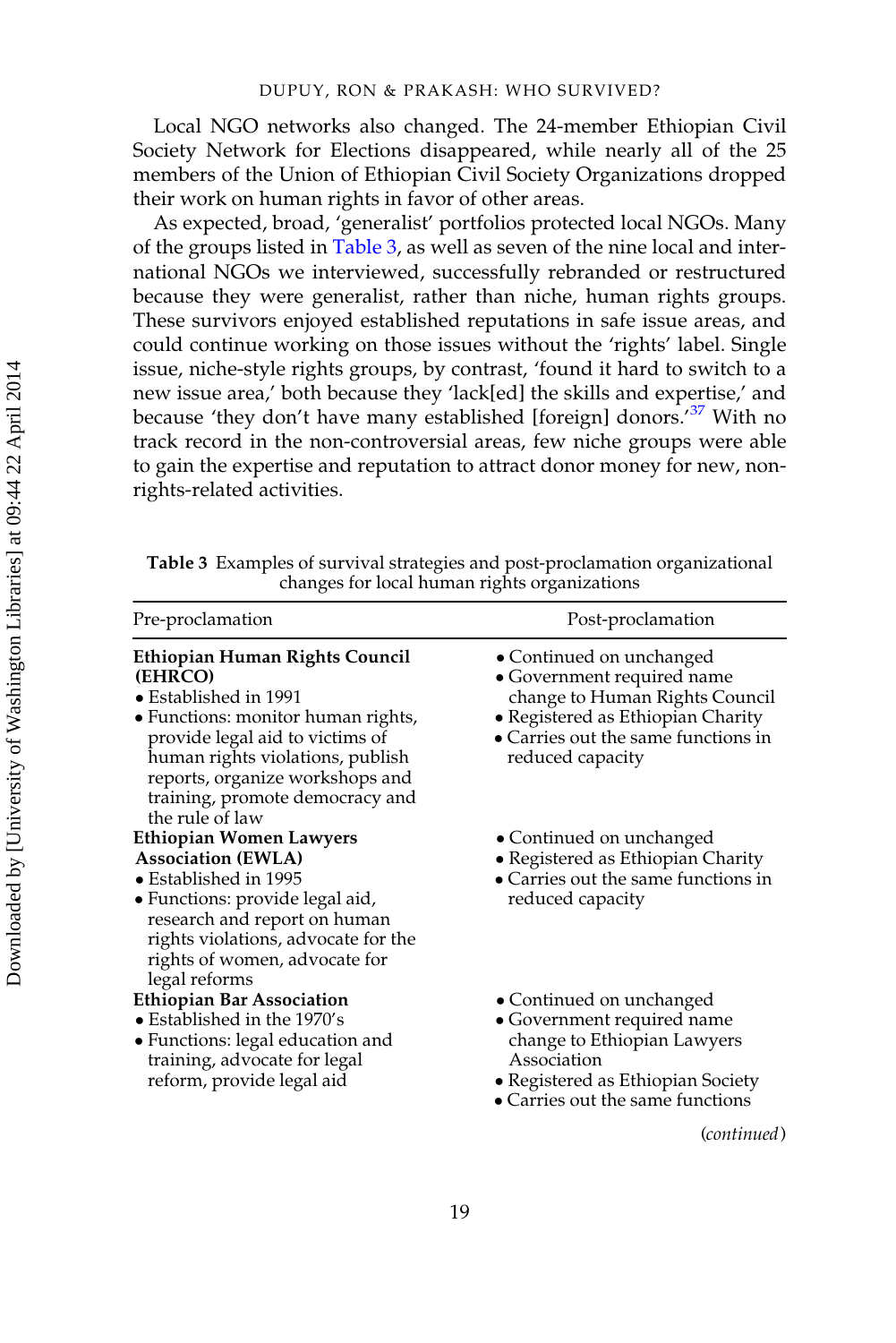Local NGO networks also changed. The 24-member Ethiopian Civil Society Network for Elections disappeared, while nearly all of the 25 members of the Union of Ethiopian Civil Society Organizations dropped their work on human rights in favor of other areas.

As expected, broad, 'generalist' portfolios protected local NGOs. Many of the groups listed in Table 3, as well as seven of the nine local and international NGOs we interviewed, successfully rebranded or restructured because they were generalist, rather than niche, human rights groups. These survivors enjoyed established reputations in safe issue areas, and could continue working on those issues without the 'rights' label. Single issue, niche-style rights groups, by contrast, 'found it hard to switch to a new issue area,' both because they 'lack[ed] the skills and expertise,' and because 'they don't have many established [foreign] donors.'[37] With no track record in the non-controversial areas, few niche groups were able to gain the expertise and reputation to attract donor money for new, non-rights-related activities.

**Table 3** Examples of survival strategies and post-proclamation organizational changes for local human rights organizations

| Pre-proclamation | Post-proclamation |
|---|---|
| **Ethiopian Human Rights Council (EHRCO)**<br>• Established in 1991<br>• Functions: monitor human rights, provide legal aid to victims of human rights violations, publish reports, organize workshops and training, promote democracy and the rule of law | • Continued on unchanged<br>• Government required name change to Human Rights Council<br>• Registered as Ethiopian Charity<br>• Carries out the same functions in reduced capacity |
| **Ethiopian Women Lawyers Association (EWLA)**<br>• Established in 1995<br>• Functions: provide legal aid, research and report on human rights violations, advocate for the rights of women, advocate for legal reforms | • Continued on unchanged<br>• Registered as Ethiopian Charity<br>• Carries out the same functions in reduced capacity |
| **Ethiopian Bar Association**<br>• Established in the 1970's<br>• Functions: legal education and training, advocate for legal reform, provide legal aid | • Continued on unchanged<br>• Government required name change to Ethiopian Lawyers Association<br>• Registered as Ethiopian Society<br>• Carries out the same functions |

(*continued*)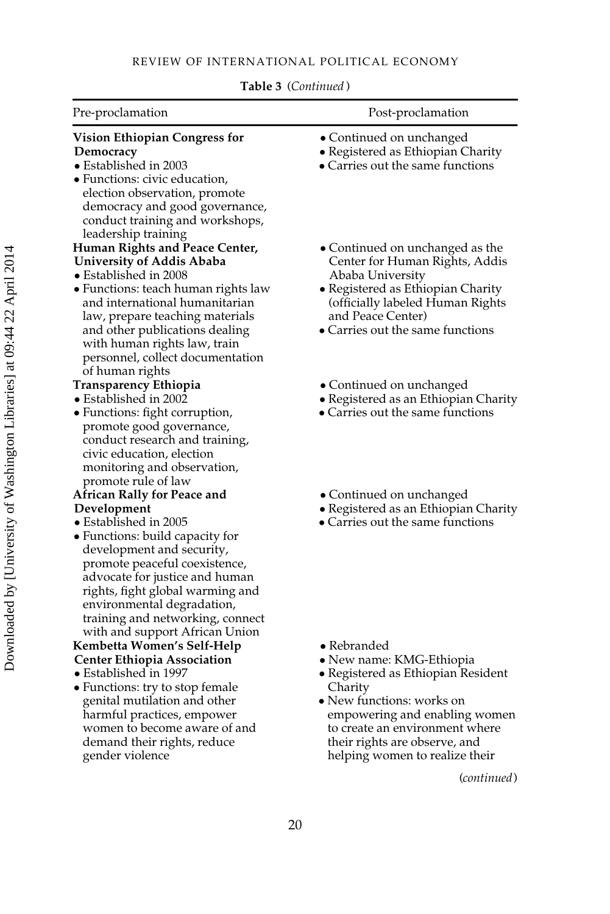**Table 3** (*Continued*)

| Pre-proclamation | Post-proclamation |
|---|---|
| **Vision Ethiopian Congress for Democracy**<br>• Established in 2003<br>• Functions: civic education, election observation, promote democracy and good governance, conduct training and workshops, leadership training | • Continued on unchanged<br>• Registered as Ethiopian Charity<br>• Carries out the same functions |
| **Human Rights and Peace Center, University of Addis Ababa**<br>• Established in 2008<br>• Functions: teach human rights law and international humanitarian law, prepare teaching materials and other publications dealing with human rights law, train personnel, collect documentation of human rights | • Continued on unchanged as the Center for Human Rights, Addis Ababa University<br>• Registered as Ethiopian Charity (officially labeled Human Rights and Peace Center)<br>• Carries out the same functions |
| **Transparency Ethiopia**<br>• Established in 2002<br>• Functions: fight corruption, promote good governance, conduct research and training, civic education, election monitoring and observation, promote rule of law | • Continued on unchanged<br>• Registered as an Ethiopian Charity<br>• Carries out the same functions |
| **African Rally for Peace and Development**<br>• Established in 2005<br>• Functions: build capacity for development and security, promote peaceful coexistence, advocate for justice and human rights, fight global warming and environmental degradation, training and networking, connect with and support African Union | • Continued on unchanged<br>• Registered as an Ethiopian Charity<br>• Carries out the same functions |
| **Kembetta Women's Self-Help Center Ethiopia Association**<br>• Established in 1997<br>• Functions: try to stop female genital mutilation and other harmful practices, empower women to become aware of and demand their rights, reduce gender violence | • Rebranded<br>• New name: KMG-Ethiopia<br>• Registered as Ethiopian Resident Charity<br>• New functions: works on empowering and enabling women to create an environment where their rights are observe, and helping women to realize their |

(*continued*)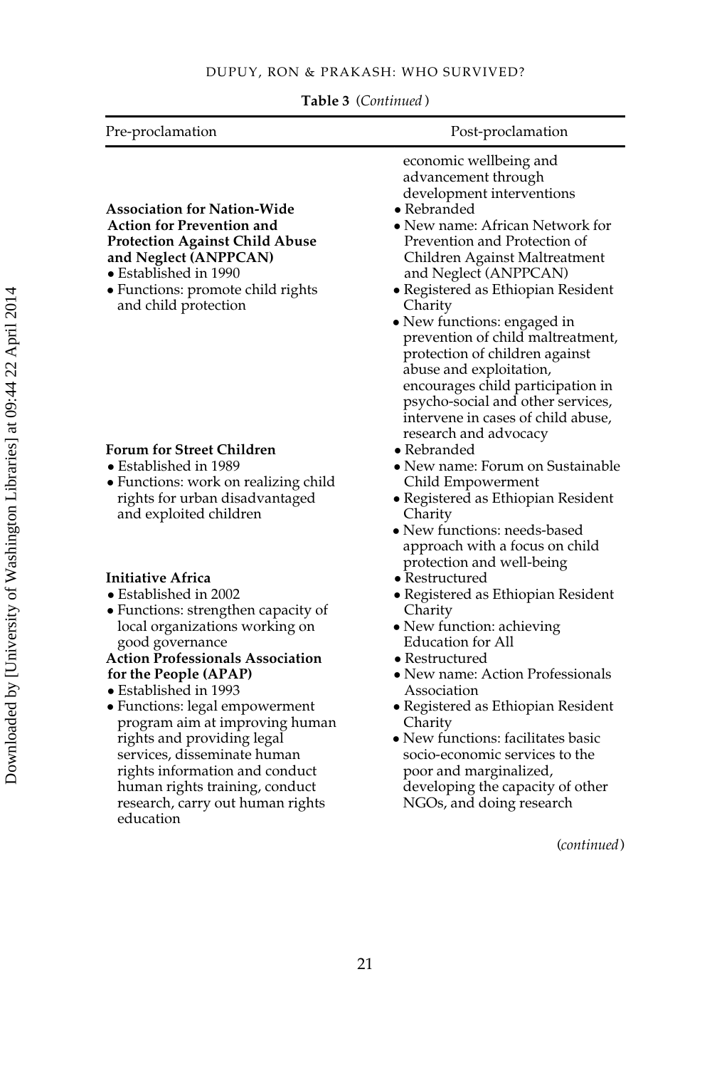**Table 3** (*Continued*)

| Pre-proclamation | Post-proclamation |
|---|---|
| | economic wellbeing and advancement through development interventions |
| **Association for Nation-Wide Action for Prevention and Protection Against Child Abuse and Neglect (ANPPCAN)**<br>• Established in 1990<br>• Functions: promote child rights and child protection | • Rebranded<br>• New name: African Network for Prevention and Protection of Children Against Maltreatment and Neglect (ANPPCAN)<br>• Registered as Ethiopian Resident Charity<br>• New functions: engaged in prevention of child maltreatment, protection of children against abuse and exploitation, encourages child participation in psycho-social and other services, intervene in cases of child abuse, research and advocacy |
| **Forum for Street Children**<br>• Established in 1989<br>• Functions: work on realizing child rights for urban disadvantaged and exploited children | • Rebranded<br>• New name: Forum on Sustainable Child Empowerment<br>• Registered as Ethiopian Resident Charity<br>• New functions: needs-based approach with a focus on child protection and well-being |
| **Initiative Africa**<br>• Established in 2002<br>• Functions: strengthen capacity of local organizations working on good governance | • Restructured<br>• Registered as Ethiopian Resident Charity<br>• New function: achieving Education for All |
| **Action Professionals Association for the People (APAP)**<br>• Established in 1993<br>• Functions: legal empowerment program aim at improving human rights and providing legal services, disseminate human rights information and conduct human rights training, conduct research, carry out human rights education | • Restructured<br>• New name: Action Professionals Association<br>• Registered as Ethiopian Resident Charity<br>• New functions: facilitates basic socio-economic services to the poor and marginalized, developing the capacity of other NGOs, and doing research |

(*continued*)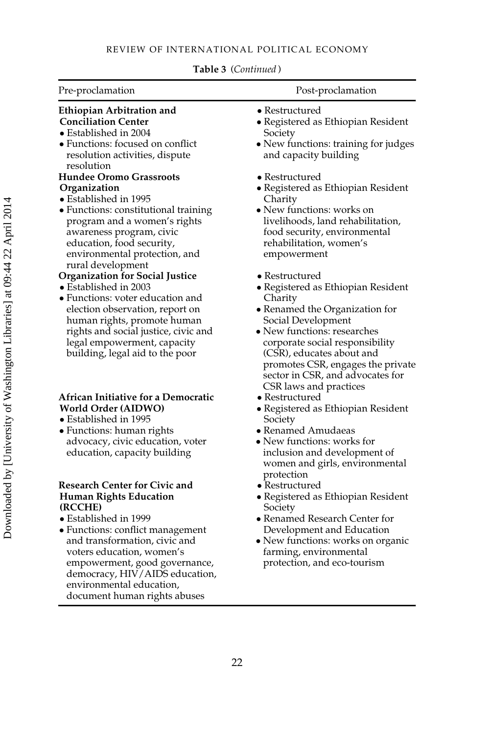**Table 3** (*Continued*)

| Pre-proclamation | Post-proclamation |
|---|---|
| **Ethiopian Arbitration and Conciliation Center**<br>• Established in 2004<br>• Functions: focused on conflict resolution activities, dispute resolution | • Restructured<br>• Registered as Ethiopian Resident Society<br>• New functions: training for judges and capacity building |
| **Hundee Oromo Grassroots Organization**<br>• Established in 1995<br>• Functions: constitutional training program and a women's rights awareness program, civic education, food security, environmental protection, and rural development | • Restructured<br>• Registered as Ethiopian Resident Charity<br>• New functions: works on livelihoods, land rehabilitation, food security, environmental rehabilitation, women's empowerment |
| **Organization for Social Justice**<br>• Established in 2003<br>• Functions: voter education and election observation, report on human rights, promote human rights and social justice, civic and legal empowerment, capacity building, legal aid to the poor | • Restructured<br>• Registered as Ethiopian Resident Charity<br>• Renamed the Organization for Social Development<br>• New functions: researches corporate social responsibility (CSR), educates about and promotes CSR, engages the private sector in CSR, and advocates for CSR laws and practices |
| **African Initiative for a Democratic World Order (AIDWO)**<br>• Established in 1995<br>• Functions: human rights advocacy, civic education, voter education, capacity building | • Restructured<br>• Registered as Ethiopian Resident Society<br>• Renamed Amudaeas<br>• New functions: works for inclusion and development of women and girls, environmental protection |
| **Research Center for Civic and Human Rights Education (RCCHE)**<br>• Established in 1999<br>• Functions: conflict management and transformation, civic and voters education, women's empowerment, good governance, democracy, HIV/AIDS education, environmental education, document human rights abuses | • Restructured<br>• Registered as Ethiopian Resident Society<br>• Renamed Research Center for Development and Education<br>• New functions: works on organic farming, environmental protection, and eco-tourism |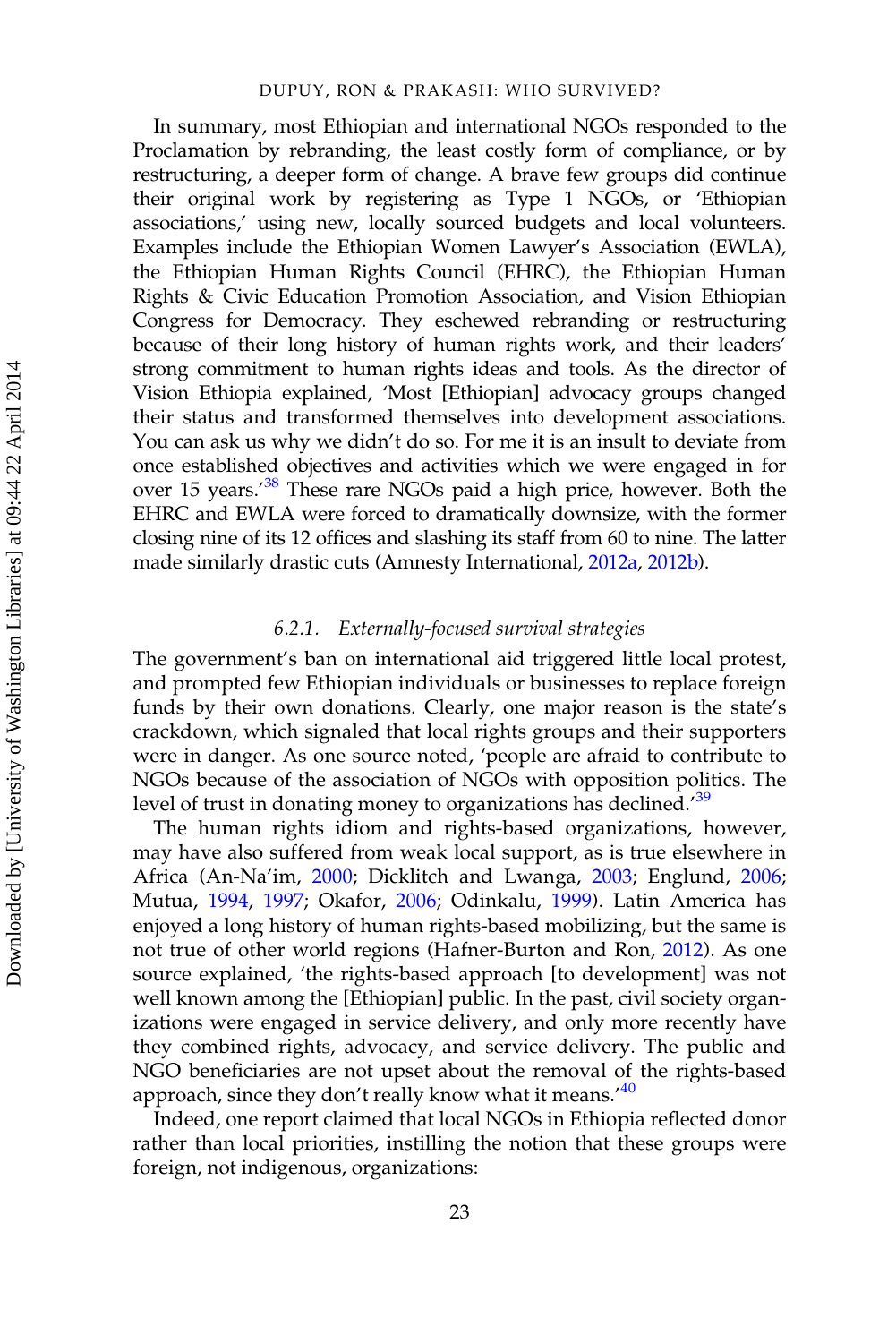In summary, most Ethiopian and international NGOs responded to the Proclamation by rebranding, the least costly form of compliance, or by restructuring, a deeper form of change. A brave few groups did continue their original work by registering as Type 1 NGOs, or 'Ethiopian associations,' using new, locally sourced budgets and local volunteers. Examples include the Ethiopian Women Lawyer's Association (EWLA), the Ethiopian Human Rights Council (EHRC), the Ethiopian Human Rights & Civic Education Promotion Association, and Vision Ethiopian Congress for Democracy. They eschewed rebranding or restructuring because of their long history of human rights work, and their leaders' strong commitment to human rights ideas and tools. As the director of Vision Ethiopia explained, 'Most [Ethiopian] advocacy groups changed their status and transformed themselves into development associations. You can ask us why we didn't do so. For me it is an insult to deviate from once established objectives and activities which we were engaged in for over 15 years.'[38] These rare NGOs paid a high price, however. Both the EHRC and EWLA were forced to dramatically downsize, with the former closing nine of its 12 offices and slashing its staff from 60 to nine. The latter made similarly drastic cuts (Amnesty International, 2012a, 2012b).

### 6.2.1. *Externally-focused survival strategies*

The government's ban on international aid triggered little local protest, and prompted few Ethiopian individuals or businesses to replace foreign funds by their own donations. Clearly, one major reason is the state's crackdown, which signaled that local rights groups and their supporters were in danger. As one source noted, 'people are afraid to contribute to NGOs because of the association of NGOs with opposition politics. The level of trust in donating money to organizations has declined.'[39]

The human rights idiom and rights-based organizations, however, may have also suffered from weak local support, as is true elsewhere in Africa (An-Na'im, 2000; Dicklitch and Lwanga, 2003; Englund, 2006; Mutua, 1994, 1997; Okafor, 2006; Odinkalu, 1999). Latin America has enjoyed a long history of human rights-based mobilizing, but the same is not true of other world regions (Hafner-Burton and Ron, 2012). As one source explained, 'the rights-based approach [to development] was not well known among the [Ethiopian] public. In the past, civil society organizations were engaged in service delivery, and only more recently have they combined rights, advocacy, and service delivery. The public and NGO beneficiaries are not upset about the removal of the rights-based approach, since they don't really know what it means.'[40]

Indeed, one report claimed that local NGOs in Ethiopia reflected donor rather than local priorities, instilling the notion that these groups were foreign, not indigenous, organizations: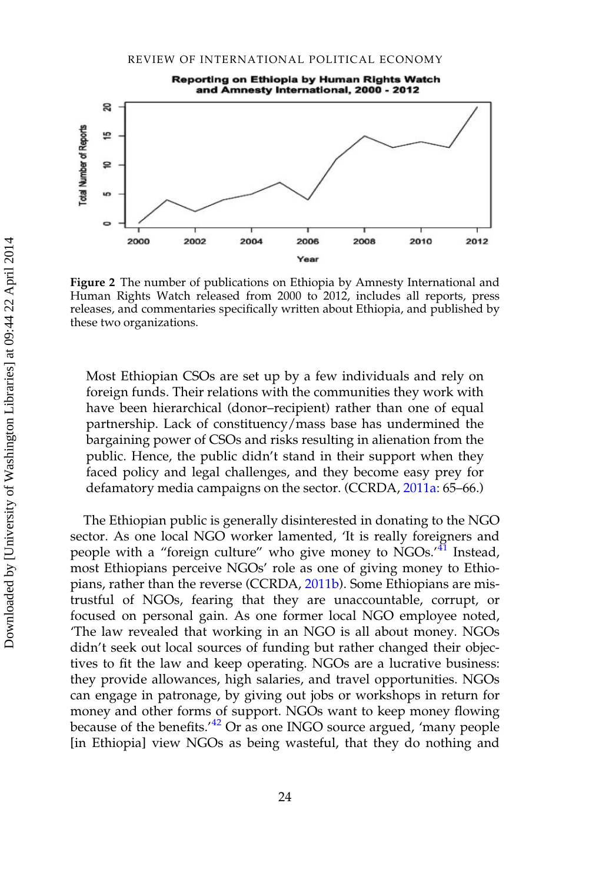Figure 2 The number of publications on Ethiopia by Amnesty International and Human Rights Watch released from 2000 to 2012, includes all reports, press releases, and commentaries specifically written about Ethiopia, and published by these two organizations.

> Most Ethiopian CSOs are set up by a few individuals and rely on foreign funds. Their relations with the communities they work with have been hierarchical (donor–recipient) rather than one of equal partnership. Lack of constituency/mass base has undermined the bargaining power of CSOs and risks resulting in alienation from the public. Hence, the public didn't stand in their support when they faced policy and legal challenges, and they become easy prey for defamatory media campaigns on the sector. (CCRDA, 2011a: 65–66.)

The Ethiopian public is generally disinterested in donating to the NGO sector. As one local NGO worker lamented, 'It is really foreigners and people with a "foreign culture" who give money to NGOs.'[41] Instead, most Ethiopians perceive NGOs' role as one of giving money to Ethiopians, rather than the reverse (CCRDA, 2011b). Some Ethiopians are mistrustful of NGOs, fearing that they are unaccountable, corrupt, or focused on personal gain. As one former local NGO employee noted, 'The law revealed that working in an NGO is all about money. NGOs didn't seek out local sources of funding but rather changed their objectives to fit the law and keep operating. NGOs are a lucrative business: they provide allowances, high salaries, and travel opportunities. NGOs can engage in patronage, by giving out jobs or workshops in return for money and other forms of support. NGOs want to keep money flowing because of the benefits.'[42] Or as one INGO source argued, 'many people [in Ethiopia] view NGOs as being wasteful, that they do nothing and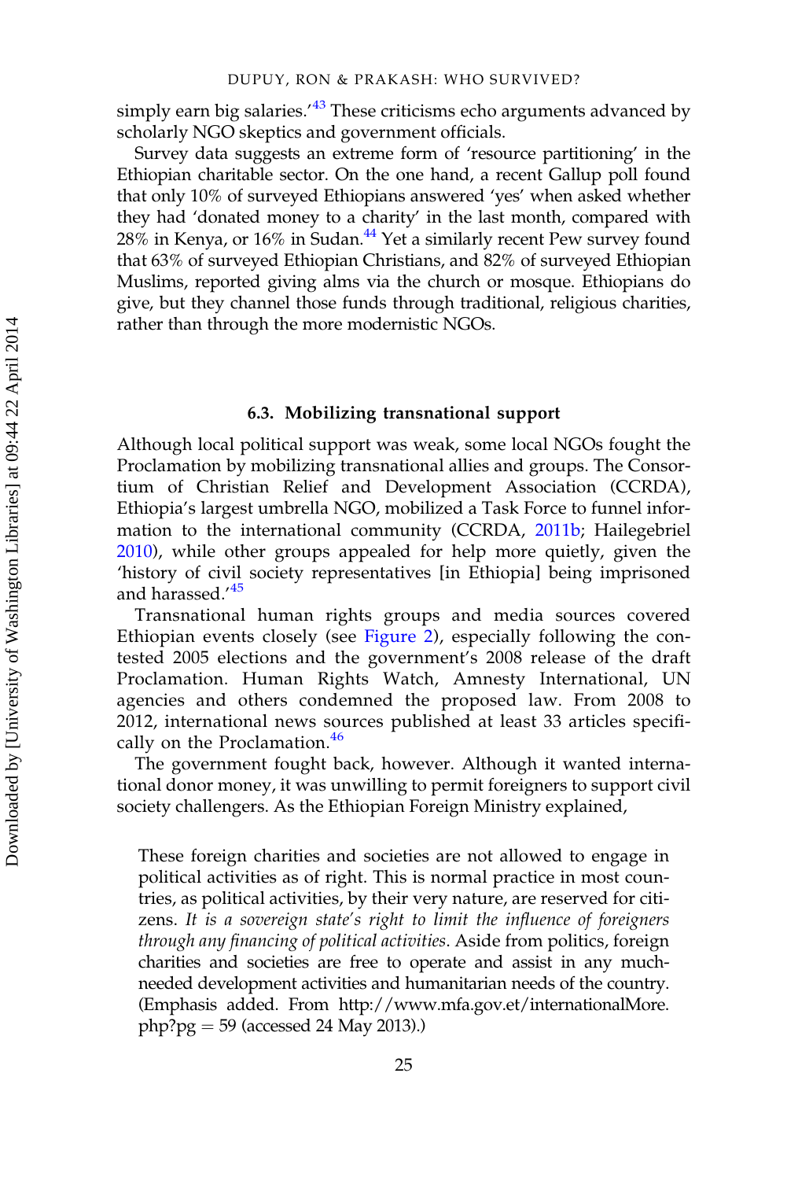simply earn big salaries.'[43] These criticisms echo arguments advanced by scholarly NGO skeptics and government officials.

Survey data suggests an extreme form of 'resource partitioning' in the Ethiopian charitable sector. On the one hand, a recent Gallup poll found that only 10% of surveyed Ethiopians answered 'yes' when asked whether they had 'donated money to a charity' in the last month, compared with 28% in Kenya, or 16% in Sudan.[44] Yet a similarly recent Pew survey found that 63% of surveyed Ethiopian Christians, and 82% of surveyed Ethiopian Muslims, reported giving alms via the church or mosque. Ethiopians do give, but they channel those funds through traditional, religious charities, rather than through the more modernistic NGOs.

### 6.3. Mobilizing transnational support

Although local political support was weak, some local NGOs fought the Proclamation by mobilizing transnational allies and groups. The Consortium of Christian Relief and Development Association (CCRDA), Ethiopia's largest umbrella NGO, mobilized a Task Force to funnel information to the international community (CCRDA, 2011b; Hailegebriel 2010), while other groups appealed for help more quietly, given the 'history of civil society representatives [in Ethiopia] being imprisoned and harassed.'[45]

Transnational human rights groups and media sources covered Ethiopian events closely (see Figure 2), especially following the contested 2005 elections and the government's 2008 release of the draft Proclamation. Human Rights Watch, Amnesty International, UN agencies and others condemned the proposed law. From 2008 to 2012, international news sources published at least 33 articles specifically on the Proclamation.[46]

The government fought back, however. Although it wanted international donor money, it was unwilling to permit foreigners to support civil society challengers. As the Ethiopian Foreign Ministry explained,

> These foreign charities and societies are not allowed to engage in political activities as of right. This is normal practice in most countries, as political activities, by their very nature, are reserved for citizens. *It is a sovereign state's right to limit the influence of foreigners through any financing of political activities*. Aside from politics, foreign charities and societies are free to operate and assist in any much-needed development activities and humanitarian needs of the country. (Emphasis added. From http://www.mfa.gov.et/internationalMore.php?pg = 59 (accessed 24 May 2013).)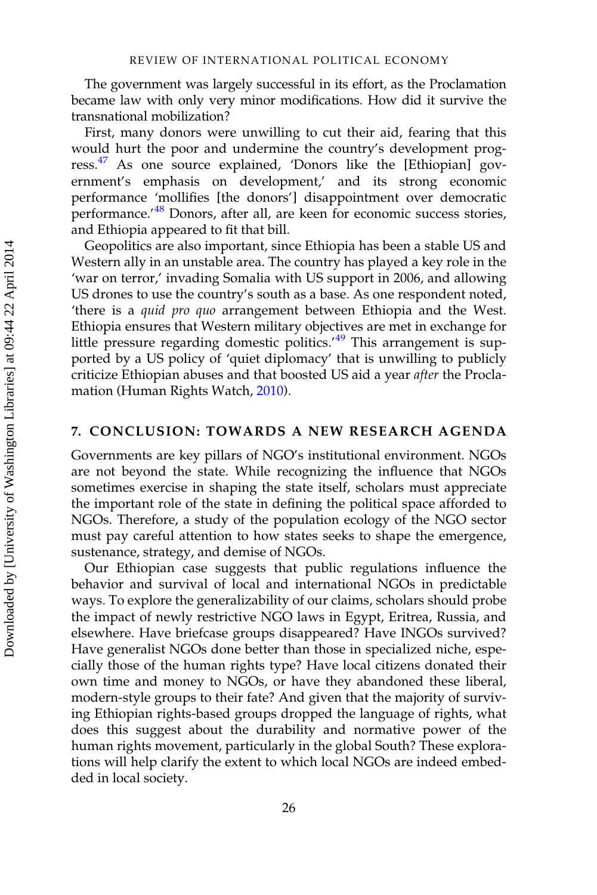The government was largely successful in its effort, as the Proclamation became law with only very minor modifications. How did it survive the transnational mobilization?

First, many donors were unwilling to cut their aid, fearing that this would hurt the poor and undermine the country's development progress.[47] As one source explained, 'Donors like the [Ethiopian] government's emphasis on development,' and its strong economic performance 'mollifies [the donors'] disappointment over democratic performance.'[48] Donors, after all, are keen for economic success stories, and Ethiopia appeared to fit that bill.

Geopolitics are also important, since Ethiopia has been a stable US and Western ally in an unstable area. The country has played a key role in the 'war on terror,' invading Somalia with US support in 2006, and allowing US drones to use the country's south as a base. As one respondent noted, 'there is a *quid pro quo* arrangement between Ethiopia and the West. Ethiopia ensures that Western military objectives are met in exchange for little pressure regarding domestic politics.'[49] This arrangement is supported by a US policy of 'quiet diplomacy' that is unwilling to publicly criticize Ethiopian abuses and that boosted US aid a year *after* the Proclamation (Human Rights Watch, 2010).

## 7. CONCLUSION: TOWARDS A NEW RESEARCH AGENDA

Governments are key pillars of NGO's institutional environment. NGOs are not beyond the state. While recognizing the influence that NGOs sometimes exercise in shaping the state itself, scholars must appreciate the important role of the state in defining the political space afforded to NGOs. Therefore, a study of the population ecology of the NGO sector must pay careful attention to how states seeks to shape the emergence, sustenance, strategy, and demise of NGOs.

Our Ethiopian case suggests that public regulations influence the behavior and survival of local and international NGOs in predictable ways. To explore the generalizability of our claims, scholars should probe the impact of newly restrictive NGO laws in Egypt, Eritrea, Russia, and elsewhere. Have briefcase groups disappeared? Have INGOs survived? Have generalist NGOs done better than those in specialized niche, especially those of the human rights type? Have local citizens donated their own time and money to NGOs, or have they abandoned these liberal, modern-style groups to their fate? And given that the majority of surviving Ethiopian rights-based groups dropped the language of rights, what does this suggest about the durability and normative power of the human rights movement, particularly in the global South? These explorations will help clarify the extent to which local NGOs are indeed embedded in local society.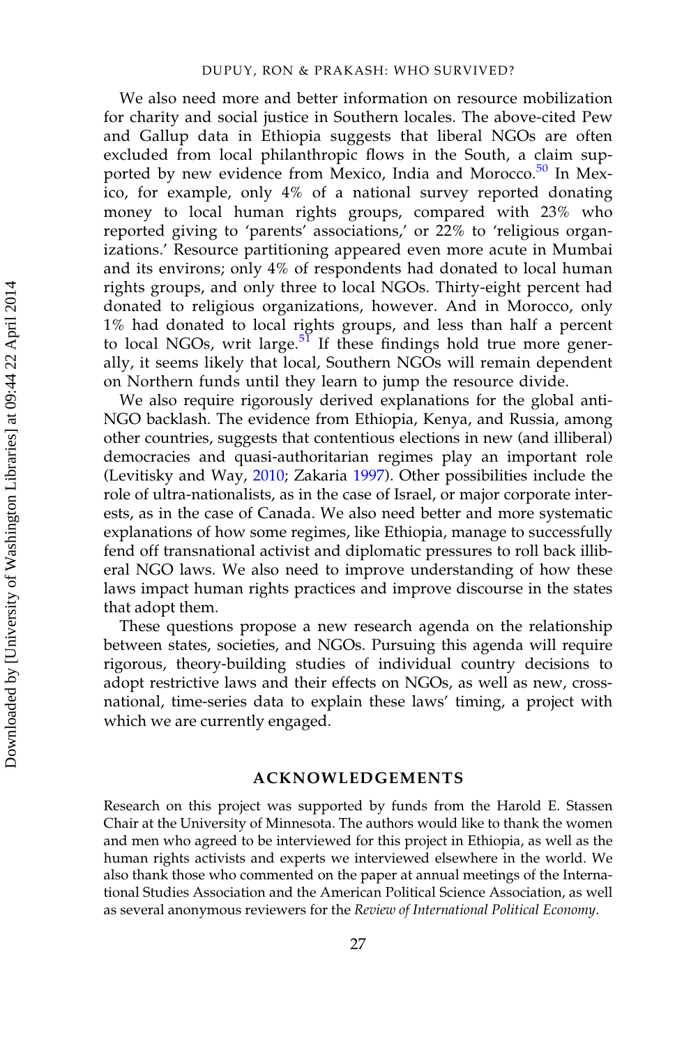We also need more and better information on resource mobilization for charity and social justice in Southern locales. The above-cited Pew and Gallup data in Ethiopia suggests that liberal NGOs are often excluded from local philanthropic flows in the South, a claim supported by new evidence from Mexico, India and Morocco.[50] In Mexico, for example, only 4% of a national survey reported donating money to local human rights groups, compared with 23% who reported giving to 'parents' associations,' or 22% to 'religious organizations.' Resource partitioning appeared even more acute in Mumbai and its environs; only 4% of respondents had donated to local human rights groups, and only three to local NGOs. Thirty-eight percent had donated to religious organizations, however. And in Morocco, only 1% had donated to local rights groups, and less than half a percent to local NGOs, writ large.[51] If these findings hold true more generally, it seems likely that local, Southern NGOs will remain dependent on Northern funds until they learn to jump the resource divide.

We also require rigorously derived explanations for the global anti-NGO backlash. The evidence from Ethiopia, Kenya, and Russia, among other countries, suggests that contentious elections in new (and illiberal) democracies and quasi-authoritarian regimes play an important role (Levitisky and Way, 2010; Zakaria 1997). Other possibilities include the role of ultra-nationalists, as in the case of Israel, or major corporate interests, as in the case of Canada. We also need better and more systematic explanations of how some regimes, like Ethiopia, manage to successfully fend off transnational activist and diplomatic pressures to roll back illiberal NGO laws. We also need to improve understanding of how these laws impact human rights practices and improve discourse in the states that adopt them.

These questions propose a new research agenda on the relationship between states, societies, and NGOs. Pursuing this agenda will require rigorous, theory-building studies of individual country decisions to adopt restrictive laws and their effects on NGOs, as well as new, cross-national, time-series data to explain these laws' timing, a project with which we are currently engaged.

## ACKNOWLEDGEMENTS

Research on this project was supported by funds from the Harold E. Stassen Chair at the University of Minnesota. The authors would like to thank the women and men who agreed to be interviewed for this project in Ethiopia, as well as the human rights activists and experts we interviewed elsewhere in the world. We also thank those who commented on the paper at annual meetings of the International Studies Association and the American Political Science Association, as well as several anonymous reviewers for the *Review of International Political Economy*.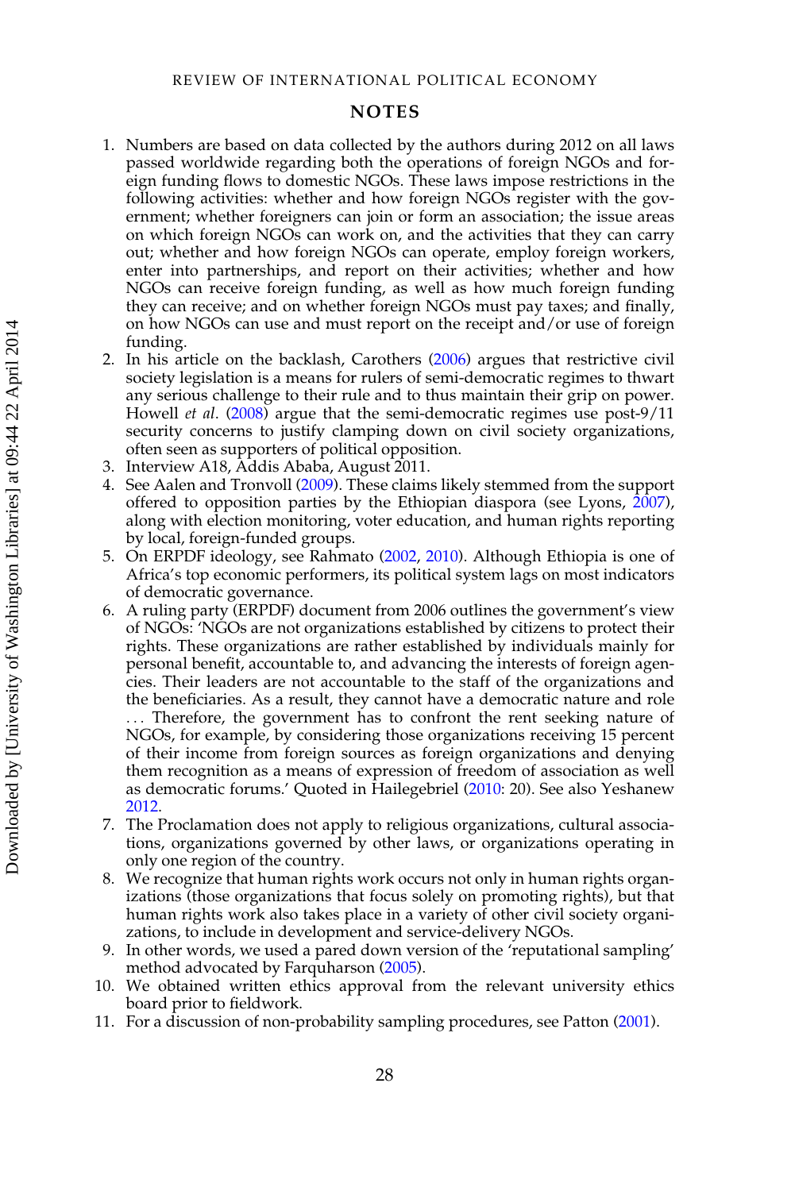## NOTES

1. Numbers are based on data collected by the authors during 2012 on all laws passed worldwide regarding both the operations of foreign NGOs and foreign funding flows to domestic NGOs. These laws impose restrictions in the following activities: whether and how foreign NGOs register with the government; whether foreigners can join or form an association; the issue areas on which foreign NGOs can work on, and the activities that they can carry out; whether and how foreign NGOs can operate, employ foreign workers, enter into partnerships, and report on their activities; whether and how NGOs can receive foreign funding, as well as how much foreign funding they can receive; and on whether foreign NGOs must pay taxes; and finally, on how NGOs can use and must report on the receipt and/or use of foreign funding.
2. In his article on the backlash, Carothers (2006) argues that restrictive civil society legislation is a means for rulers of semi-democratic regimes to thwart any serious challenge to their rule and to thus maintain their grip on power. Howell *et al.* (2008) argue that the semi-democratic regimes use post-9/11 security concerns to justify clamping down on civil society organizations, often seen as supporters of political opposition.
3. Interview A18, Addis Ababa, August 2011.
4. See Aalen and Tronvoll (2009). These claims likely stemmed from the support offered to opposition parties by the Ethiopian diaspora (see Lyons, 2007), along with election monitoring, voter education, and human rights reporting by local, foreign-funded groups.
5. On ERPDF ideology, see Rahmato (2002, 2010). Although Ethiopia is one of Africa's top economic performers, its political system lags on most indicators of democratic governance.
6. A ruling party (ERPDF) document from 2006 outlines the government's view of NGOs: 'NGOs are not organizations established by citizens to protect their rights. These organizations are rather established by individuals mainly for personal benefit, accountable to, and advancing the interests of foreign agencies. Their leaders are not accountable to the staff of the organizations and the beneficiaries. As a result, they cannot have a democratic nature and role . . . Therefore, the government has to confront the rent seeking nature of NGOs, for example, by considering those organizations receiving 15 percent of their income from foreign sources as foreign organizations and denying them recognition as a means of expression of freedom of association as well as democratic forums.' Quoted in Hailegebriel (2010: 20). See also Yeshanew 2012.
7. The Proclamation does not apply to religious organizations, cultural associations, organizations governed by other laws, or organizations operating in only one region of the country.
8. We recognize that human rights work occurs not only in human rights organizations (those organizations that focus solely on promoting rights), but that human rights work also takes place in a variety of other civil society organizations, to include in development and service-delivery NGOs.
9. In other words, we used a pared down version of the 'reputational sampling' method advocated by Farquharson (2005).
10. We obtained written ethics approval from the relevant university ethics board prior to fieldwork.
11. For a discussion of non-probability sampling procedures, see Patton (2001).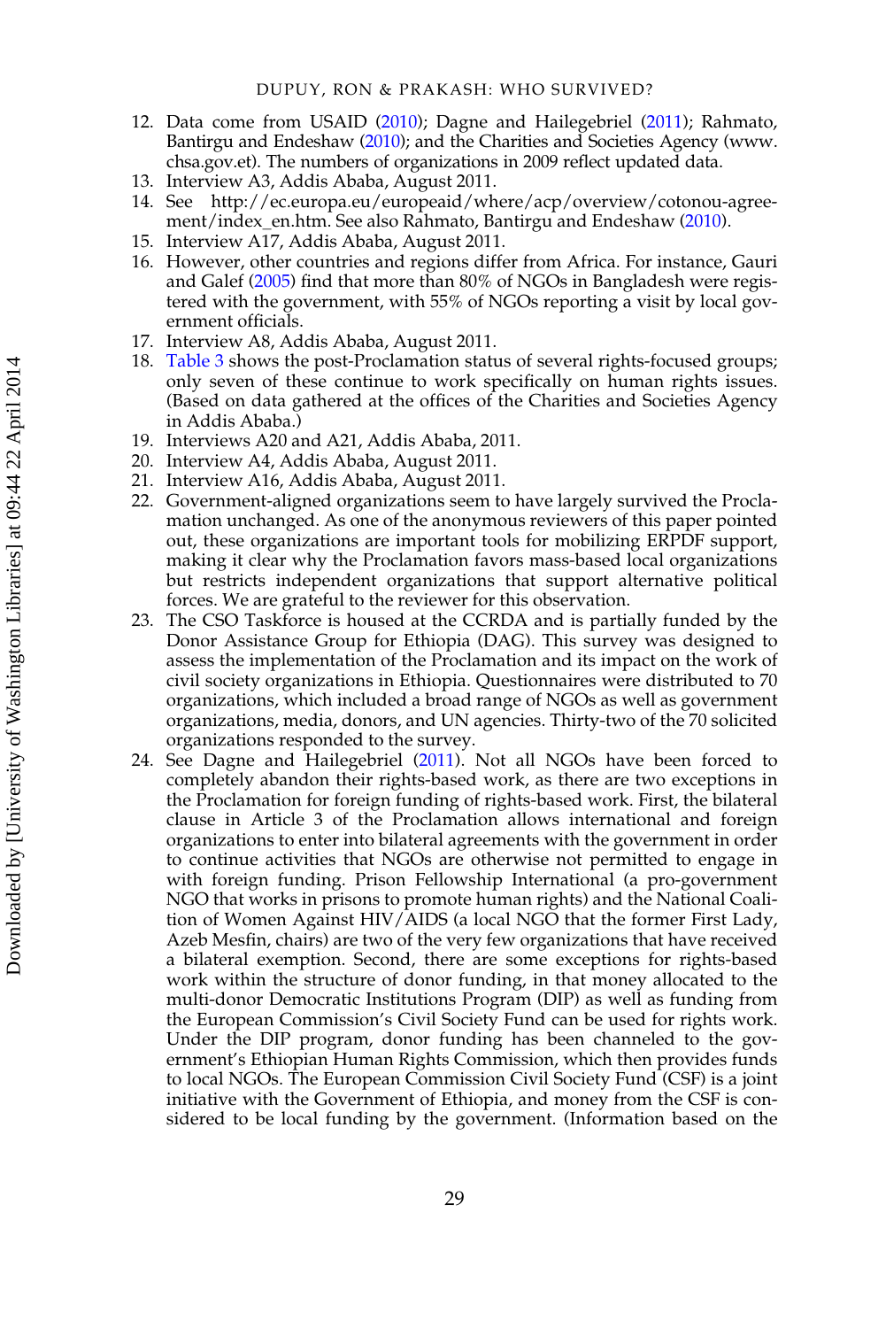12. Data come from USAID (2010); Dagne and Hailegebriel (2011); Rahmato, Bantirgu and Endeshaw (2010); and the Charities and Societies Agency (www.chsa.gov.et). The numbers of organizations in 2009 reflect updated data.
13. Interview A3, Addis Ababa, August 2011.
14. See http://ec.europa.eu/europeaid/where/acp/overview/cotonou-agreement/index_en.htm. See also Rahmato, Bantirgu and Endeshaw (2010).
15. Interview A17, Addis Ababa, August 2011.
16. However, other countries and regions differ from Africa. For instance, Gauri and Galef (2005) find that more than 80% of NGOs in Bangladesh were registered with the government, with 55% of NGOs reporting a visit by local government officials.
17. Interview A8, Addis Ababa, August 2011.
18. Table 3 shows the post-Proclamation status of several rights-focused groups; only seven of these continue to work specifically on human rights issues. (Based on data gathered at the offices of the Charities and Societies Agency in Addis Ababa.)
19. Interviews A20 and A21, Addis Ababa, 2011.
20. Interview A4, Addis Ababa, August 2011.
21. Interview A16, Addis Ababa, August 2011.
22. Government-aligned organizations seem to have largely survived the Proclamation unchanged. As one of the anonymous reviewers of this paper pointed out, these organizations are important tools for mobilizing ERPDF support, making it clear why the Proclamation favors mass-based local organizations but restricts independent organizations that support alternative political forces. We are grateful to the reviewer for this observation.
23. The CSO Taskforce is housed at the CCRDA and is partially funded by the Donor Assistance Group for Ethiopia (DAG). This survey was designed to assess the implementation of the Proclamation and its impact on the work of civil society organizations in Ethiopia. Questionnaires were distributed to 70 organizations, which included a broad range of NGOs as well as government organizations, media, donors, and UN agencies. Thirty-two of the 70 solicited organizations responded to the survey.
24. See Dagne and Hailegebriel (2011). Not all NGOs have been forced to completely abandon their rights-based work, as there are two exceptions in the Proclamation for foreign funding of rights-based work. First, the bilateral clause in Article 3 of the Proclamation allows international and foreign organizations to enter into bilateral agreements with the government in order to continue activities that NGOs are otherwise not permitted to engage in with foreign funding. Prison Fellowship International (a pro-government NGO that works in prisons to promote human rights) and the National Coalition of Women Against HIV/AIDS (a local NGO that the former First Lady, Azeb Mesfin, chairs) are two of the very few organizations that have received a bilateral exemption. Second, there are some exceptions for rights-based work within the structure of donor funding, in that money allocated to the multi-donor Democratic Institutions Program (DIP) as well as funding from the European Commission's Civil Society Fund can be used for rights work. Under the DIP program, donor funding has been channeled to the government's Ethiopian Human Rights Commission, which then provides funds to local NGOs. The European Commission Civil Society Fund (CSF) is a joint initiative with the Government of Ethiopia, and money from the CSF is considered to be local funding by the government. (Information based on the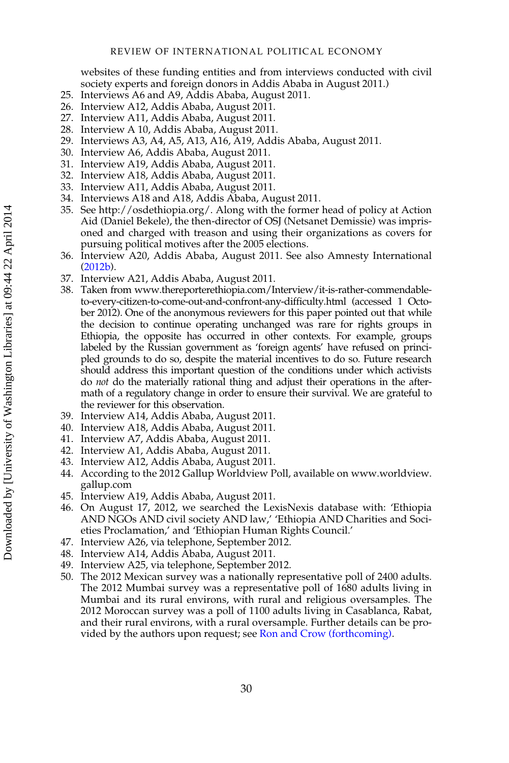websites of these funding entities and from interviews conducted with civil society experts and foreign donors in Addis Ababa in August 2011.)

25. Interviews A6 and A9, Addis Ababa, August 2011.
26. Interview A12, Addis Ababa, August 2011.
27. Interview A11, Addis Ababa, August 2011.
28. Interview A 10, Addis Ababa, August 2011.
29. Interviews A3, A4, A5, A13, A16, A19, Addis Ababa, August 2011.
30. Interview A6, Addis Ababa, August 2011.
31. Interview A19, Addis Ababa, August 2011.
32. Interview A18, Addis Ababa, August 2011.
33. Interview A11, Addis Ababa, August 2011.
34. Interviews A18 and A18, Addis Ababa, August 2011.
35. See http://osdethiopia.org/. Along with the former head of policy at Action Aid (Daniel Bekele), the then-director of OSJ (Netsanet Demissie) was imprisoned and charged with treason and using their organizations as covers for pursuing political motives after the 2005 elections.
36. Interview A20, Addis Ababa, August 2011. See also Amnesty International (2012b).
37. Interview A21, Addis Ababa, August 2011.
38. Taken from www.thereporterethiopia.com/Interview/it-is-rather-commendable-to-every-citizen-to-come-out-and-confront-any-difficulty.html (accessed 1 October 2012). One of the anonymous reviewers for this paper pointed out that while the decision to continue operating unchanged was rare for rights groups in Ethiopia, the opposite has occurred in other contexts. For example, groups labeled by the Russian government as 'foreign agents' have refused on principled grounds to do so, despite the material incentives to do so. Future research should address this important question of the conditions under which activists do *not* do the materially rational thing and adjust their operations in the aftermath of a regulatory change in order to ensure their survival. We are grateful to the reviewer for this observation.
39. Interview A14, Addis Ababa, August 2011.
40. Interview A18, Addis Ababa, August 2011.
41. Interview A7, Addis Ababa, August 2011.
42. Interview A1, Addis Ababa, August 2011.
43. Interview A12, Addis Ababa, August 2011.
44. According to the 2012 Gallup Worldview Poll, available on www.worldview.gallup.com
45. Interview A19, Addis Ababa, August 2011.
46. On August 17, 2012, we searched the LexisNexis database with: 'Ethiopia AND NGOs AND civil society AND law,' 'Ethiopia AND Charities and Societies Proclamation,' and 'Ethiopian Human Rights Council.'
47. Interview A26, via telephone, September 2012.
48. Interview A14, Addis Ababa, August 2011.
49. Interview A25, via telephone, September 2012.
50. The 2012 Mexican survey was a nationally representative poll of 2400 adults. The 2012 Mumbai survey was a representative poll of 1680 adults living in Mumbai and its rural environs, with rural and religious oversamples. The 2012 Moroccan survey was a poll of 1100 adults living in Casablanca, Rabat, and their rural environs, with a rural oversample. Further details can be provided by the authors upon request; see Ron and Crow (forthcoming).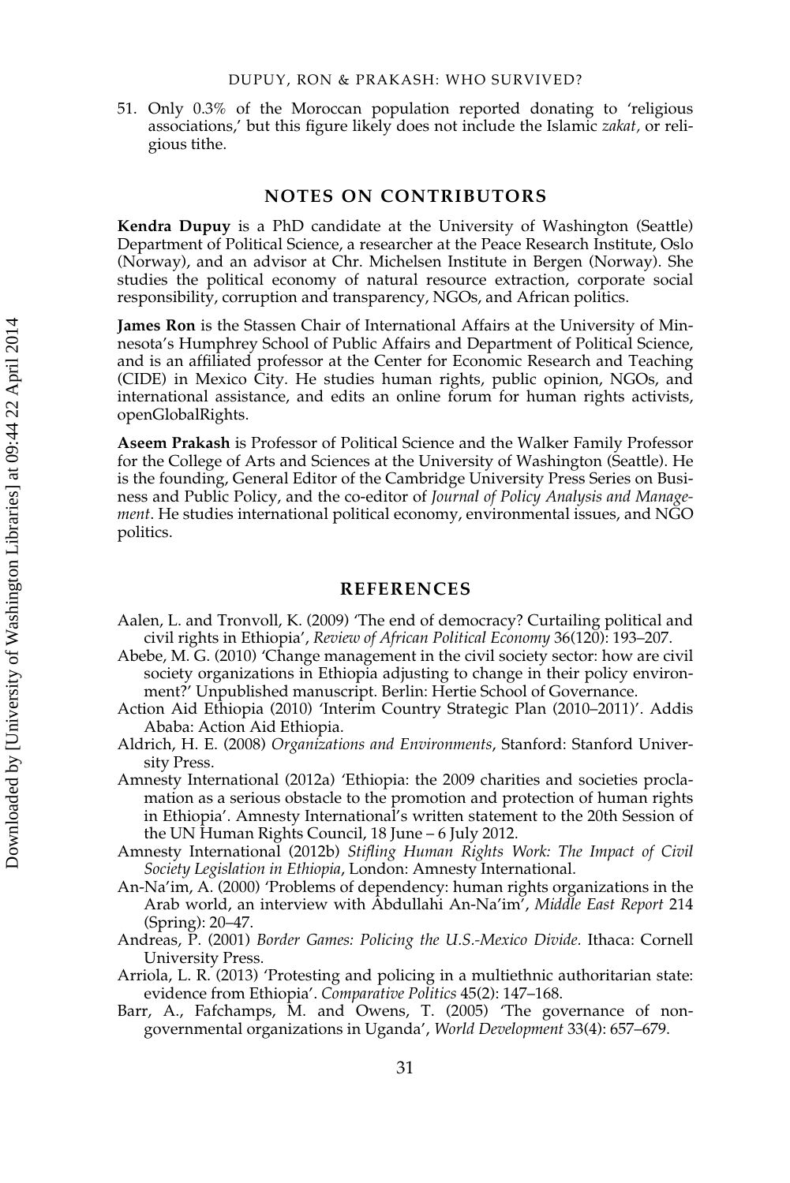51. Only 0.3% of the Moroccan population reported donating to 'religious associations,' but this figure likely does not include the Islamic *zakat*, or religious tithe.

## NOTES ON CONTRIBUTORS

**Kendra Dupuy** is a PhD candidate at the University of Washington (Seattle) Department of Political Science, a researcher at the Peace Research Institute, Oslo (Norway), and an advisor at Chr. Michelsen Institute in Bergen (Norway). She studies the political economy of natural resource extraction, corporate social responsibility, corruption and transparency, NGOs, and African politics.

**James Ron** is the Stassen Chair of International Affairs at the University of Minnesota's Humphrey School of Public Affairs and Department of Political Science, and is an affiliated professor at the Center for Economic Research and Teaching (CIDE) in Mexico City. He studies human rights, public opinion, NGOs, and international assistance, and edits an online forum for human rights activists, openGlobalRights.

**Aseem Prakash** is Professor of Political Science and the Walker Family Professor for the College of Arts and Sciences at the University of Washington (Seattle). He is the founding, General Editor of the Cambridge University Press Series on Business and Public Policy, and the co-editor of *Journal of Policy Analysis and Management*. He studies international political economy, environmental issues, and NGO politics.

## REFERENCES

Aalen, L. and Tronvoll, K. (2009) 'The end of democracy? Curtailing political and civil rights in Ethiopia', *Review of African Political Economy* 36(120): 193–207.

Abebe, M. G. (2010) 'Change management in the civil society sector: how are civil society organizations in Ethiopia adjusting to change in their policy environment?' Unpublished manuscript. Berlin: Hertie School of Governance.

Action Aid Ethiopia (2010) 'Interim Country Strategic Plan (2010–2011)'. Addis Ababa: Action Aid Ethiopia.

Aldrich, H. E. (2008) *Organizations and Environments*, Stanford: Stanford University Press.

Amnesty International (2012a) 'Ethiopia: the 2009 charities and societies proclamation as a serious obstacle to the promotion and protection of human rights in Ethiopia'. Amnesty International's written statement to the 20th Session of the UN Human Rights Council, 18 June – 6 July 2012.

Amnesty International (2012b) *Stifling Human Rights Work: The Impact of Civil Society Legislation in Ethiopia*, London: Amnesty International.

An-Na'im, A. (2000) 'Problems of dependency: human rights organizations in the Arab world, an interview with Abdullahi An-Na'im', *Middle East Report* 214 (Spring): 20–47.

Andreas, P. (2001) *Border Games: Policing the U.S.-Mexico Divide.* Ithaca: Cornell University Press.

Arriola, L. R. (2013) 'Protesting and policing in a multiethnic authoritarian state: evidence from Ethiopia'. *Comparative Politics* 45(2): 147–168.

Barr, A., Fafchamps, M. and Owens, T. (2005) 'The governance of non-governmental organizations in Uganda', *World Development* 33(4): 657–679.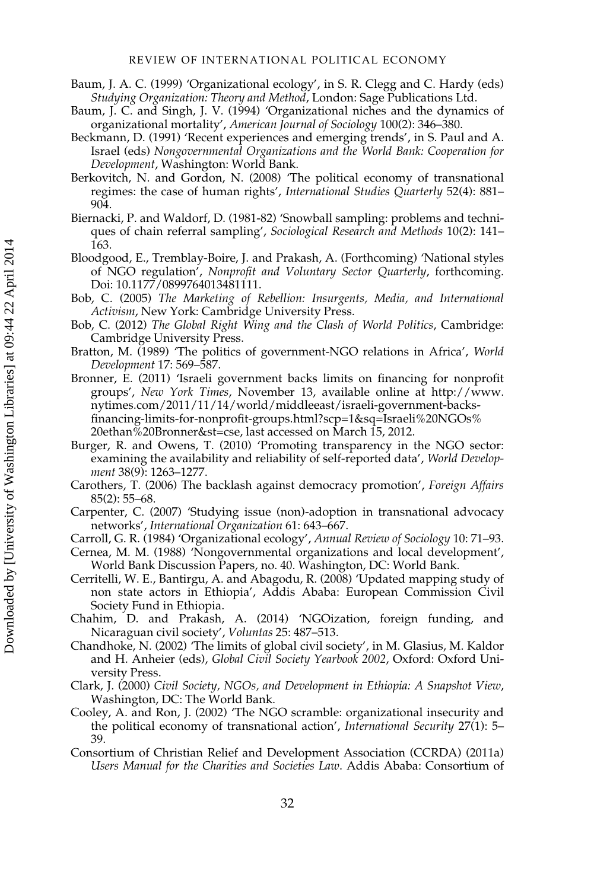Baum, J. A. C. (1999) 'Organizational ecology', in S. R. Clegg and C. Hardy (eds) *Studying Organization: Theory and Method*, London: Sage Publications Ltd.

Baum, J. C. and Singh, J. V. (1994) 'Organizational niches and the dynamics of organizational mortality', *American Journal of Sociology* 100(2): 346–380.

Beckmann, D. (1991) 'Recent experiences and emerging trends', in S. Paul and A. Israel (eds) *Nongovernmental Organizations and the World Bank: Cooperation for Development*, Washington: World Bank.

Berkovitch, N. and Gordon, N. (2008) 'The political economy of transnational regimes: the case of human rights', *International Studies Quarterly* 52(4): 881–904.

Biernacki, P. and Waldorf, D. (1981-82) 'Snowball sampling: problems and techniques of chain referral sampling', *Sociological Research and Methods* 10(2): 141–163.

Bloodgood, E., Tremblay-Boire, J. and Prakash, A. (Forthcoming) 'National styles of NGO regulation', *Nonprofit and Voluntary Sector Quarterly*, forthcoming. Doi: 10.1177/0899764013481111.

Bob, C. (2005) *The Marketing of Rebellion: Insurgents, Media, and International Activism*, New York: Cambridge University Press.

Bob, C. (2012) *The Global Right Wing and the Clash of World Politics*, Cambridge: Cambridge University Press.

Bratton, M. (1989) 'The politics of government-NGO relations in Africa', *World Development* 17: 569–587.

Bronner, E. (2011) 'Israeli government backs limits on financing for nonprofit groups', *New York Times*, November 13, available online at http://www.nytimes.com/2011/11/14/world/middleeast/israeli-government-backs-financing-limits-for-nonprofit-groups.html?scp=1&sq=Israeli%20NGOs%20ethan%20Bronner&st=cse, last accessed on March 15, 2012.

Burger, R. and Owens, T. (2010) 'Promoting transparency in the NGO sector: examining the availability and reliability of self-reported data', *World Development* 38(9): 1263–1277.

Carothers, T. (2006) The backlash against democracy promotion', *Foreign Affairs* 85(2): 55–68.

Carpenter, C. (2007) 'Studying issue (non)-adoption in transnational advocacy networks', *International Organization* 61: 643–667.

Carroll, G. R. (1984) 'Organizational ecology', *Annual Review of Sociology* 10: 71–93.

Cernea, M. M. (1988) 'Nongovernmental organizations and local development', World Bank Discussion Papers, no. 40. Washington, DC: World Bank.

Cerritelli, W. E., Bantirgu, A. and Abagodu, R. (2008) 'Updated mapping study of non state actors in Ethiopia', Addis Ababa: European Commission Civil Society Fund in Ethiopia.

Chahim, D. and Prakash, A. (2014) 'NGOization, foreign funding, and Nicaraguan civil society', *Voluntas* 25: 487–513.

Chandhoke, N. (2002) 'The limits of global civil society', in M. Glasius, M. Kaldor and H. Anheier (eds), *Global Civil Society Yearbook 2002*, Oxford: Oxford University Press.

Clark, J. (2000) *Civil Society, NGOs, and Development in Ethiopia: A Snapshot View*, Washington, DC: The World Bank.

Cooley, A. and Ron, J. (2002) 'The NGO scramble: organizational insecurity and the political economy of transnational action', *International Security* 27(1): 5–39.

Consortium of Christian Relief and Development Association (CCRDA) (2011a) *Users Manual for the Charities and Societies Law*. Addis Ababa: Consortium of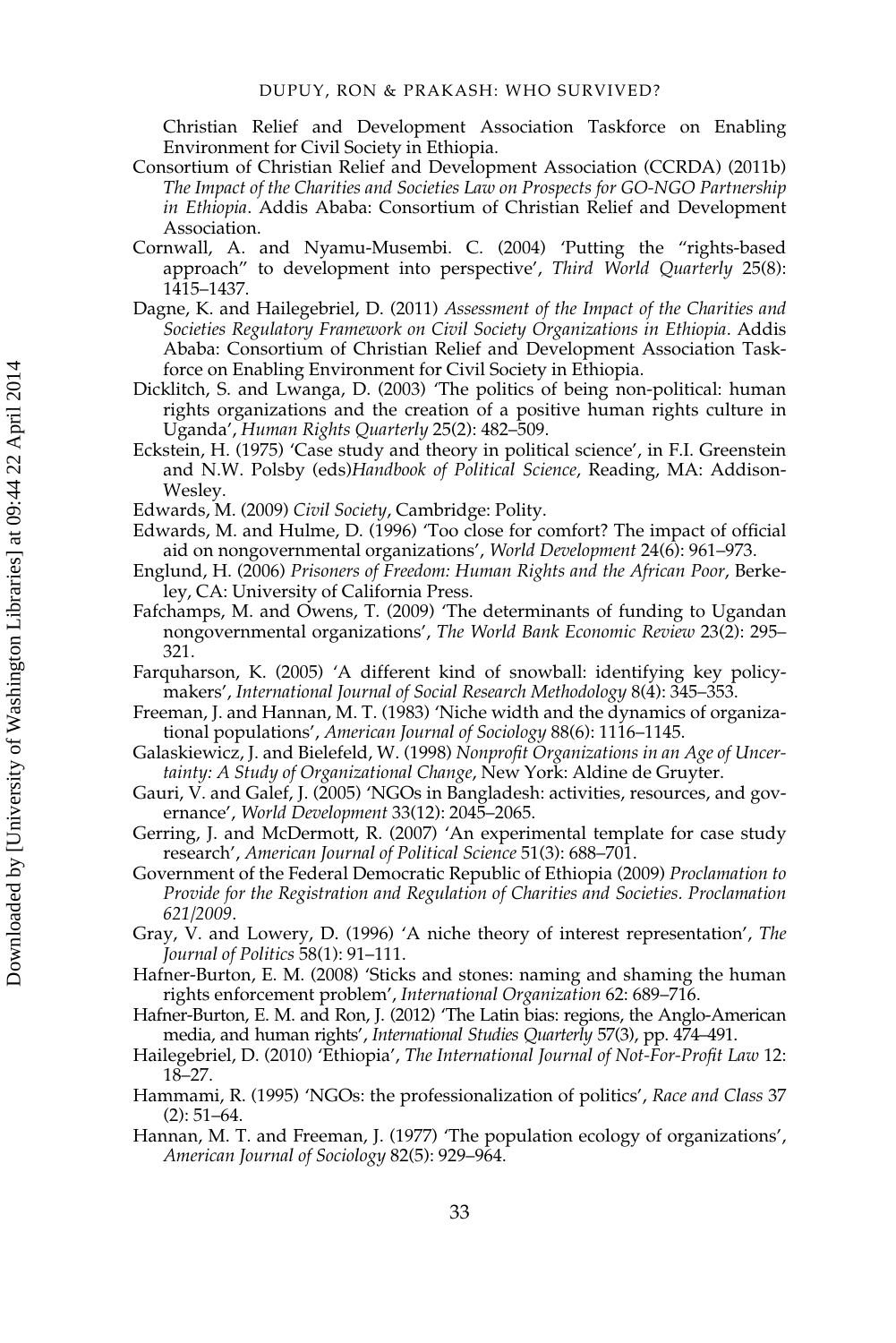Christian Relief and Development Association Taskforce on Enabling Environment for Civil Society in Ethiopia.

Consortium of Christian Relief and Development Association (CCRDA) (2011b) *The Impact of the Charities and Societies Law on Prospects for GO-NGO Partnership in Ethiopia*. Addis Ababa: Consortium of Christian Relief and Development Association.

Cornwall, A. and Nyamu-Musembi. C. (2004) 'Putting the "rights-based approach" to development into perspective', *Third World Quarterly* 25(8): 1415–1437.

Dagne, K. and Hailegebriel, D. (2011) *Assessment of the Impact of the Charities and Societies Regulatory Framework on Civil Society Organizations in Ethiopia*. Addis Ababa: Consortium of Christian Relief and Development Association Taskforce on Enabling Environment for Civil Society in Ethiopia.

Dicklitch, S. and Lwanga, D. (2003) 'The politics of being non-political: human rights organizations and the creation of a positive human rights culture in Uganda', *Human Rights Quarterly* 25(2): 482–509.

Eckstein, H. (1975) 'Case study and theory in political science', in F.I. Greenstein and N.W. Polsby (eds)*Handbook of Political Science*, Reading, MA: Addison-Wesley.

Edwards, M. (2009) *Civil Society*, Cambridge: Polity.

Edwards, M. and Hulme, D. (1996) 'Too close for comfort? The impact of official aid on nongovernmental organizations', *World Development* 24(6): 961–973.

Englund, H. (2006) *Prisoners of Freedom: Human Rights and the African Poor*, Berkeley, CA: University of California Press.

Fafchamps, M. and Owens, T. (2009) 'The determinants of funding to Ugandan nongovernmental organizations', *The World Bank Economic Review* 23(2): 295–321.

Farquharson, K. (2005) 'A different kind of snowball: identifying key policymakers', *International Journal of Social Research Methodology* 8(4): 345–353.

Freeman, J. and Hannan, M. T. (1983) 'Niche width and the dynamics of organizational populations', *American Journal of Sociology* 88(6): 1116–1145.

Galaskiewicz, J. and Bielefeld, W. (1998) *Nonprofit Organizations in an Age of Uncertainty: A Study of Organizational Change*, New York: Aldine de Gruyter.

Gauri, V. and Galef, J. (2005) 'NGOs in Bangladesh: activities, resources, and governance', *World Development* 33(12): 2045–2065.

Gerring, J. and McDermott, R. (2007) 'An experimental template for case study research', *American Journal of Political Science* 51(3): 688–701.

Government of the Federal Democratic Republic of Ethiopia (2009) *Proclamation to Provide for the Registration and Regulation of Charities and Societies. Proclamation 621/2009*.

Gray, V. and Lowery, D. (1996) 'A niche theory of interest representation', *The Journal of Politics* 58(1): 91–111.

Hafner-Burton, E. M. (2008) 'Sticks and stones: naming and shaming the human rights enforcement problem', *International Organization* 62: 689–716.

Hafner-Burton, E. M. and Ron, J. (2012) 'The Latin bias: regions, the Anglo-American media, and human rights', *International Studies Quarterly* 57(3), pp. 474–491.

Hailegebriel, D. (2010) 'Ethiopia', *The International Journal of Not-For-Profit Law* 12: 18–27.

Hammami, R. (1995) 'NGOs: the professionalization of politics', *Race and Class* 37 (2): 51–64.

Hannan, M. T. and Freeman, J. (1977) 'The population ecology of organizations', *American Journal of Sociology* 82(5): 929–964.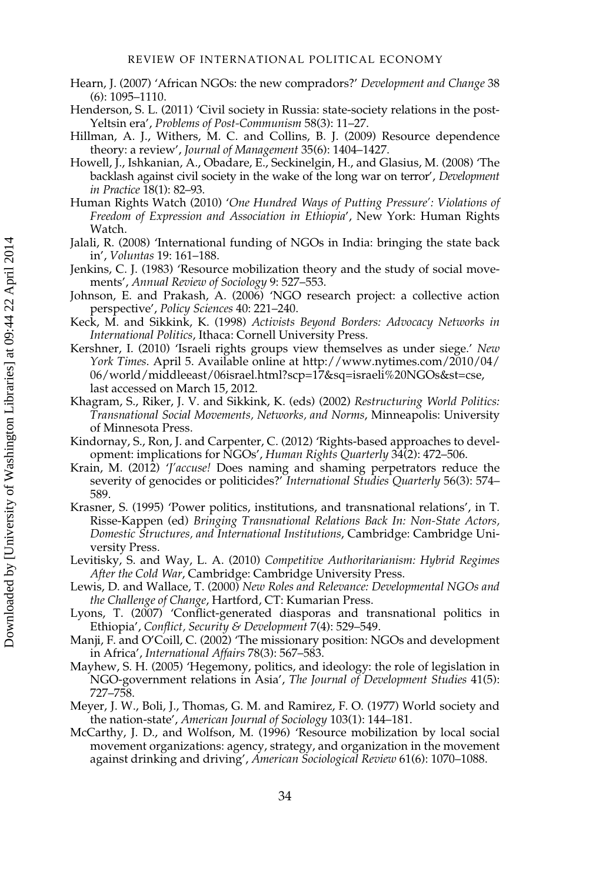Hearn, J. (2007) 'African NGOs: the new compradors?' *Development and Change* 38 (6): 1095–1110.

Henderson, S. L. (2011) 'Civil society in Russia: state-society relations in the post-Yeltsin era', *Problems of Post-Communism* 58(3): 11–27.

Hillman, A. J., Withers, M. C. and Collins, B. J. (2009) Resource dependence theory: a review', *Journal of Management* 35(6): 1404–1427.

Howell, J., Ishkanian, A., Obadare, E., Seckinelgin, H., and Glasius, M. (2008) 'The backlash against civil society in the wake of the long war on terror', *Development in Practice* 18(1): 82–93.

Human Rights Watch (2010) '*One Hundred Ways of Putting Pressure': Violations of Freedom of Expression and Association in Ethiopia*', New York: Human Rights Watch.

Jalali, R. (2008) 'International funding of NGOs in India: bringing the state back in', *Voluntas* 19: 161–188.

Jenkins, C. J. (1983) 'Resource mobilization theory and the study of social movements', *Annual Review of Sociology* 9: 527–553.

Johnson, E. and Prakash, A. (2006) 'NGO research project: a collective action perspective', *Policy Sciences* 40: 221–240.

Keck, M. and Sikkink, K. (1998) *Activists Beyond Borders: Advocacy Networks in International Politics*, Ithaca: Cornell University Press.

Kershner, I. (2010) 'Israeli rights groups view themselves as under siege.' *New York Times*. April 5. Available online at http://www.nytimes.com/2010/04/06/world/middleeast/06israel.html?scp=17&sq=israeli%20NGOs&st=cse, last accessed on March 15, 2012.

Khagram, S., Riker, J. V. and Sikkink, K. (eds) (2002) *Restructuring World Politics: Transnational Social Movements, Networks, and Norms*, Minneapolis: University of Minnesota Press.

Kindornay, S., Ron, J. and Carpenter, C. (2012) 'Rights-based approaches to development: implications for NGOs', *Human Rights Quarterly* 34(2): 472–506.

Krain, M. (2012) '*J'accuse!* Does naming and shaming perpetrators reduce the severity of genocides or politicides?' *International Studies Quarterly* 56(3): 574–589.

Krasner, S. (1995) 'Power politics, institutions, and transnational relations', in T. Risse-Kappen (ed) *Bringing Transnational Relations Back In: Non-State Actors, Domestic Structures, and International Institutions*, Cambridge: Cambridge University Press.

Levitisky, S. and Way, L. A. (2010) *Competitive Authoritarianism: Hybrid Regimes After the Cold War*, Cambridge: Cambridge University Press.

Lewis, D. and Wallace, T. (2000) *New Roles and Relevance: Developmental NGOs and the Challenge of Change*, Hartford, CT: Kumarian Press.

Lyons, T. (2007) 'Conflict-generated diasporas and transnational politics in Ethiopia', *Conflict, Security & Development* 7(4): 529–549.

Manji, F. and O'Coill, C. (2002) 'The missionary position: NGOs and development in Africa', *International Affairs* 78(3): 567–583.

Mayhew, S. H. (2005) 'Hegemony, politics, and ideology: the role of legislation in NGO-government relations in Asia', *The Journal of Development Studies* 41(5): 727–758.

Meyer, J. W., Boli, J., Thomas, G. M. and Ramirez, F. O. (1977) World society and the nation-state', *American Journal of Sociology* 103(1): 144–181.

McCarthy, J. D., and Wolfson, M. (1996) 'Resource mobilization by local social movement organizations: agency, strategy, and organization in the movement against drinking and driving', *American Sociological Review* 61(6): 1070–1088.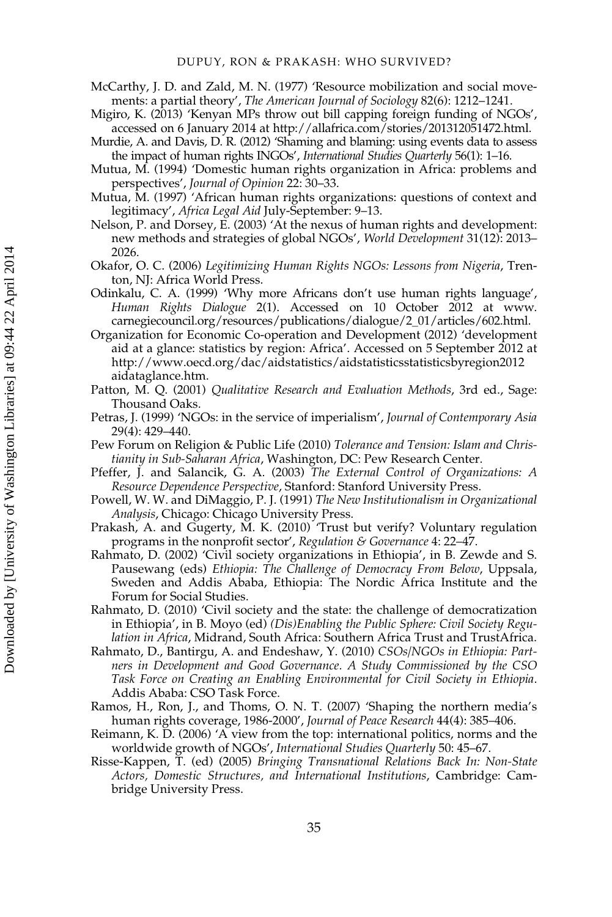McCarthy, J. D. and Zald, M. N. (1977) 'Resource mobilization and social movements: a partial theory', *The American Journal of Sociology* 82(6): 1212–1241.

Migiro, K. (2013) 'Kenyan MPs throw out bill capping foreign funding of NGOs', accessed on 6 January 2014 at http://allafrica.com/stories/201312051472.html.

Murdie, A. and Davis, D. R. (2012) 'Shaming and blaming: using events data to assess the impact of human rights INGOs', *International Studies Quarterly* 56(1): 1–16.

Mutua, M. (1994) 'Domestic human rights organization in Africa: problems and perspectives', *Journal of Opinion* 22: 30–33.

Mutua, M. (1997) 'African human rights organizations: questions of context and legitimacy', *Africa Legal Aid* July-September: 9–13.

Nelson, P. and Dorsey, E. (2003) 'At the nexus of human rights and development: new methods and strategies of global NGOs', *World Development* 31(12): 2013–2026.

Okafor, O. C. (2006) *Legitimizing Human Rights NGOs: Lessons from Nigeria*, Trenton, NJ: Africa World Press.

Odinkalu, C. A. (1999) 'Why more Africans don't use human rights language', *Human Rights Dialogue* 2(1). Accessed on 10 October 2012 at www.carnegiecouncil.org/resources/publications/dialogue/2_01/articles/602.html.

Organization for Economic Co-operation and Development (2012) 'development aid at a glance: statistics by region: Africa'. Accessed on 5 September 2012 at http://www.oecd.org/dac/aidstatistics/aidstatisticsstatisticsbyregion2012aidataglance.htm.

Patton, M. Q. (2001) *Qualitative Research and Evaluation Methods*, 3rd ed., Sage: Thousand Oaks.

Petras, J. (1999) 'NGOs: in the service of imperialism', *Journal of Contemporary Asia* 29(4): 429–440.

Pew Forum on Religion & Public Life (2010) *Tolerance and Tension: Islam and Christianity in Sub-Saharan Africa*, Washington, DC: Pew Research Center.

Pfeffer, J. and Salancik, G. A. (2003) *The External Control of Organizations: A Resource Dependence Perspective*, Stanford: Stanford University Press.

Powell, W. W. and DiMaggio, P. J. (1991) *The New Institutionalism in Organizational Analysis*, Chicago: Chicago University Press.

Prakash, A. and Gugerty, M. K. (2010) 'Trust but verify? Voluntary regulation programs in the nonprofit sector', *Regulation & Governance* 4: 22–47.

Rahmato, D. (2002) 'Civil society organizations in Ethiopia', in B. Zewde and S. Pausewang (eds) *Ethiopia: The Challenge of Democracy From Below*, Uppsala, Sweden and Addis Ababa, Ethiopia: The Nordic Africa Institute and the Forum for Social Studies.

Rahmato, D. (2010) 'Civil society and the state: the challenge of democratization in Ethiopia', in B. Moyo (ed) *(Dis)Enabling the Public Sphere: Civil Society Regulation in Africa*, Midrand, South Africa: Southern Africa Trust and TrustAfrica.

Rahmato, D., Bantirgu, A. and Endeshaw, Y. (2010) *CSOs/NGOs in Ethiopia: Partners in Development and Good Governance. A Study Commissioned by the CSO Task Force on Creating an Enabling Environmental for Civil Society in Ethiopia*. Addis Ababa: CSO Task Force.

Ramos, H., Ron, J., and Thoms, O. N. T. (2007) 'Shaping the northern media's human rights coverage, 1986-2000', *Journal of Peace Research* 44(4): 385–406.

Reimann, K. D. (2006) 'A view from the top: international politics, norms and the worldwide growth of NGOs', *International Studies Quarterly* 50: 45–67.

Risse-Kappen, T. (ed) (2005) *Bringing Transnational Relations Back In: Non-State Actors, Domestic Structures, and International Institutions*, Cambridge: Cambridge University Press.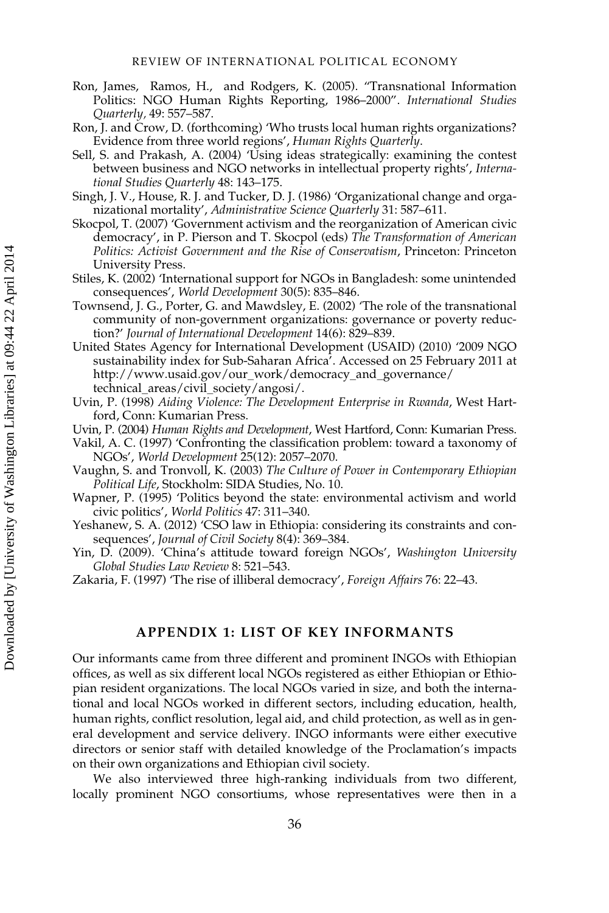Ron, James, Ramos, H., and Rodgers, K. (2005). "Transnational Information Politics: NGO Human Rights Reporting, 1986–2000". *International Studies Quarterly*, 49: 557–587.

Ron, J. and Crow, D. (forthcoming) 'Who trusts local human rights organizations? Evidence from three world regions', *Human Rights Quarterly*.

Sell, S. and Prakash, A. (2004) 'Using ideas strategically: examining the contest between business and NGO networks in intellectual property rights', *International Studies Quarterly* 48: 143–175.

Singh, J. V., House, R. J. and Tucker, D. J. (1986) 'Organizational change and organizational mortality', *Administrative Science Quarterly* 31: 587–611.

Skocpol, T. (2007) 'Government activism and the reorganization of American civic democracy', in P. Pierson and T. Skocpol (eds) *The Transformation of American Politics: Activist Government and the Rise of Conservatism*, Princeton: Princeton University Press.

Stiles, K. (2002) 'International support for NGOs in Bangladesh: some unintended consequences', *World Development* 30(5): 835–846.

Townsend, J. G., Porter, G. and Mawdsley, E. (2002) 'The role of the transnational community of non-government organizations: governance or poverty reduction?' *Journal of International Development* 14(6): 829–839.

United States Agency for International Development (USAID) (2010) '2009 NGO sustainability index for Sub-Saharan Africa'. Accessed on 25 February 2011 at http://www.usaid.gov/our_work/democracy_and_governance/technical_areas/civil_society/angosi/.

Uvin, P. (1998) *Aiding Violence: The Development Enterprise in Rwanda*, West Hartford, Conn: Kumarian Press.

Uvin, P. (2004) *Human Rights and Development*, West Hartford, Conn: Kumarian Press.

Vakil, A. C. (1997) 'Confronting the classification problem: toward a taxonomy of NGOs', *World Development* 25(12): 2057–2070.

Vaughn, S. and Tronvoll, K. (2003) *The Culture of Power in Contemporary Ethiopian Political Life*, Stockholm: SIDA Studies, No. 10.

Wapner, P. (1995) 'Politics beyond the state: environmental activism and world civic politics', *World Politics* 47: 311–340.

Yeshanew, S. A. (2012) 'CSO law in Ethiopia: considering its constraints and consequences', *Journal of Civil Society* 8(4): 369–384.

Yin, D. (2009). 'China's attitude toward foreign NGOs', *Washington University Global Studies Law Review* 8: 521–543.

Zakaria, F. (1997) 'The rise of illiberal democracy', *Foreign Affairs* 76: 22–43.

## APPENDIX 1: LIST OF KEY INFORMANTS

Our informants came from three different and prominent INGOs with Ethiopian offices, as well as six different local NGOs registered as either Ethiopian or Ethiopian resident organizations. The local NGOs varied in size, and both the international and local NGOs worked in different sectors, including education, health, human rights, conflict resolution, legal aid, and child protection, as well as in general development and service delivery. INGO informants were either executive directors or senior staff with detailed knowledge of the Proclamation's impacts on their own organizations and Ethiopian civil society.

We also interviewed three high-ranking individuals from two different, locally prominent NGO consortiums, whose representatives were then in a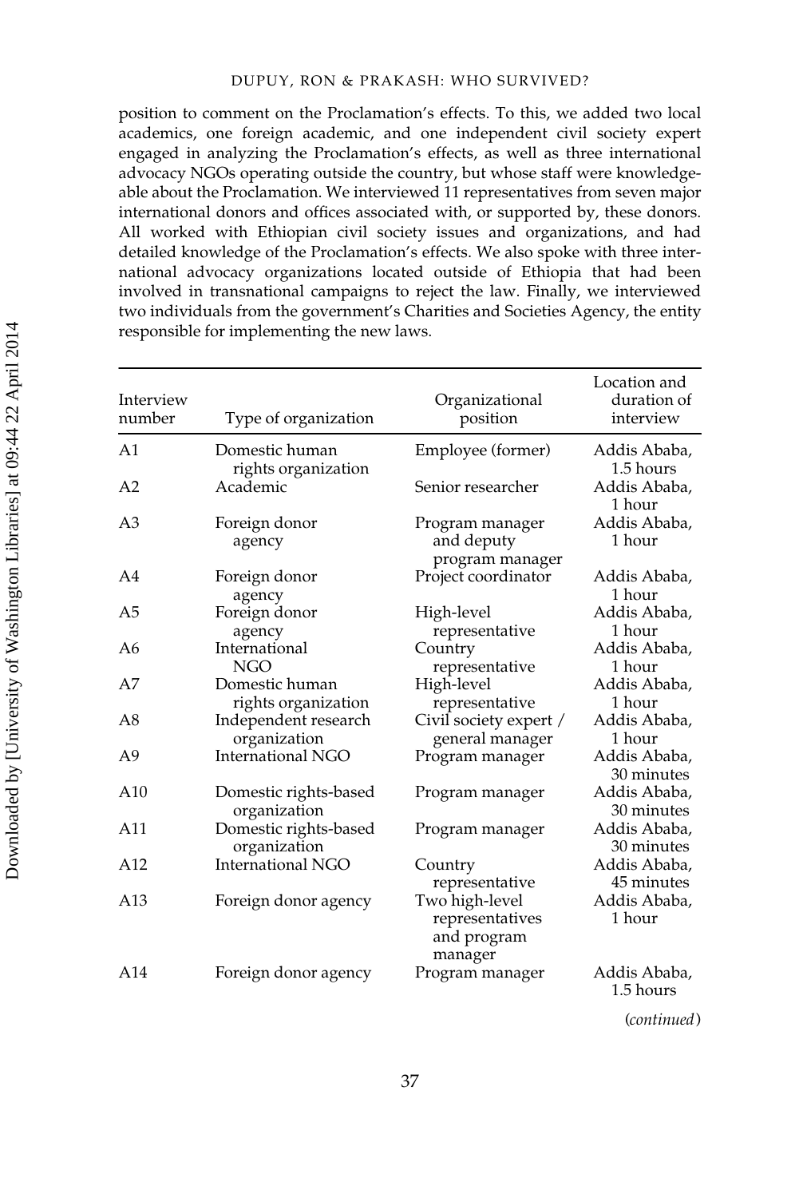position to comment on the Proclamation's effects. To this, we added two local academics, one foreign academic, and one independent civil society expert engaged in analyzing the Proclamation's effects, as well as three international advocacy NGOs operating outside the country, but whose staff were knowledgeable about the Proclamation. We interviewed 11 representatives from seven major international donors and offices associated with, or supported by, these donors. All worked with Ethiopian civil society issues and organizations, and had detailed knowledge of the Proclamation's effects. We also spoke with three international advocacy organizations located outside of Ethiopia that had been involved in transnational campaigns to reject the law. Finally, we interviewed two individuals from the government's Charities and Societies Agency, the entity responsible for implementing the new laws.

| Interview number | Type of organization | Organizational position | Location and duration of interview |
|---|---|---|---|
| A1 | Domestic human rights organization | Employee (former) | Addis Ababa, 1.5 hours |
| A2 | Academic | Senior researcher | Addis Ababa, 1 hour |
| A3 | Foreign donor agency | Program manager and deputy program manager | Addis Ababa, 1 hour |
| A4 | Foreign donor agency | Project coordinator | Addis Ababa, 1 hour |
| A5 | Foreign donor agency | High-level representative | Addis Ababa, 1 hour |
| A6 | International NGO | Country representative | Addis Ababa, 1 hour |
| A7 | Domestic human rights organization | High-level representative | Addis Ababa, 1 hour |
| A8 | Independent research organization | Civil society expert / general manager | Addis Ababa, 1 hour |
| A9 | International NGO | Program manager | Addis Ababa, 30 minutes |
| A10 | Domestic rights-based organization | Program manager | Addis Ababa, 30 minutes |
| A11 | Domestic rights-based organization | Program manager | Addis Ababa, 30 minutes |
| A12 | International NGO | Country representative | Addis Ababa, 45 minutes |
| A13 | Foreign donor agency | Two high-level representatives and program manager | Addis Ababa, 1 hour |
| A14 | Foreign donor agency | Program manager | Addis Ababa, 1.5 hours |

(*continued*)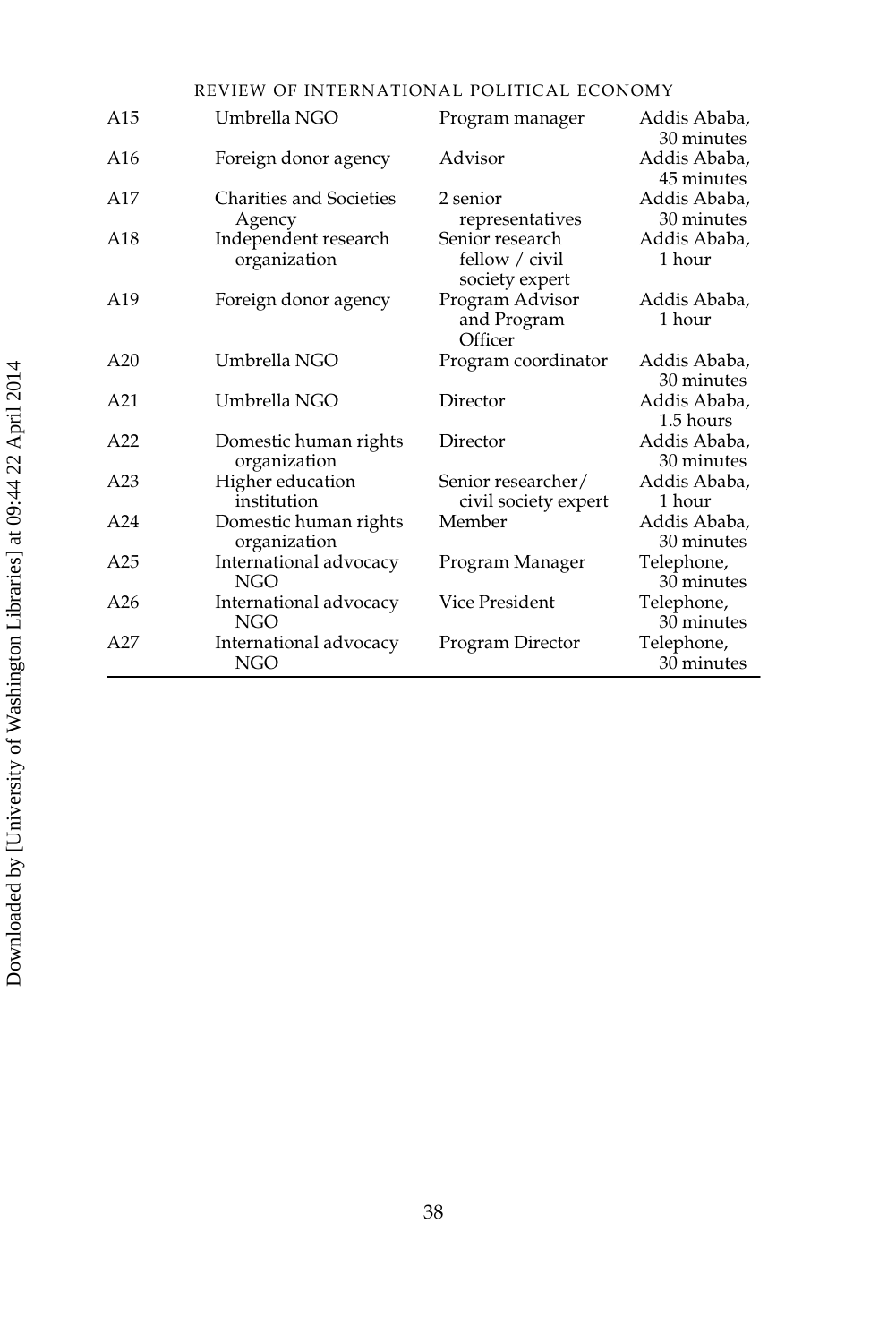| | | | |
|---|---|---|---|
| A15 | Umbrella NGO | Program manager | Addis Ababa, 30 minutes |
| A16 | Foreign donor agency | Advisor | Addis Ababa, 45 minutes |
| A17 | Charities and Societies Agency | 2 senior representatives | Addis Ababa, 30 minutes |
| A18 | Independent research organization | Senior research fellow / civil society expert | Addis Ababa, 1 hour |
| A19 | Foreign donor agency | Program Advisor and Program Officer | Addis Ababa, 1 hour |
| A20 | Umbrella NGO | Program coordinator | Addis Ababa, 30 minutes |
| A21 | Umbrella NGO | Director | Addis Ababa, 1.5 hours |
| A22 | Domestic human rights organization | Director | Addis Ababa, 30 minutes |
| A23 | Higher education institution | Senior researcher/ civil society expert | Addis Ababa, 1 hour |
| A24 | Domestic human rights organization | Member | Addis Ababa, 30 minutes |
| A25 | International advocacy NGO | Program Manager | Telephone, 30 minutes |
| A26 | International advocacy NGO | Vice President | Telephone, 30 minutes |
| A27 | International advocacy NGO | Program Director | Telephone, 30 minutes |